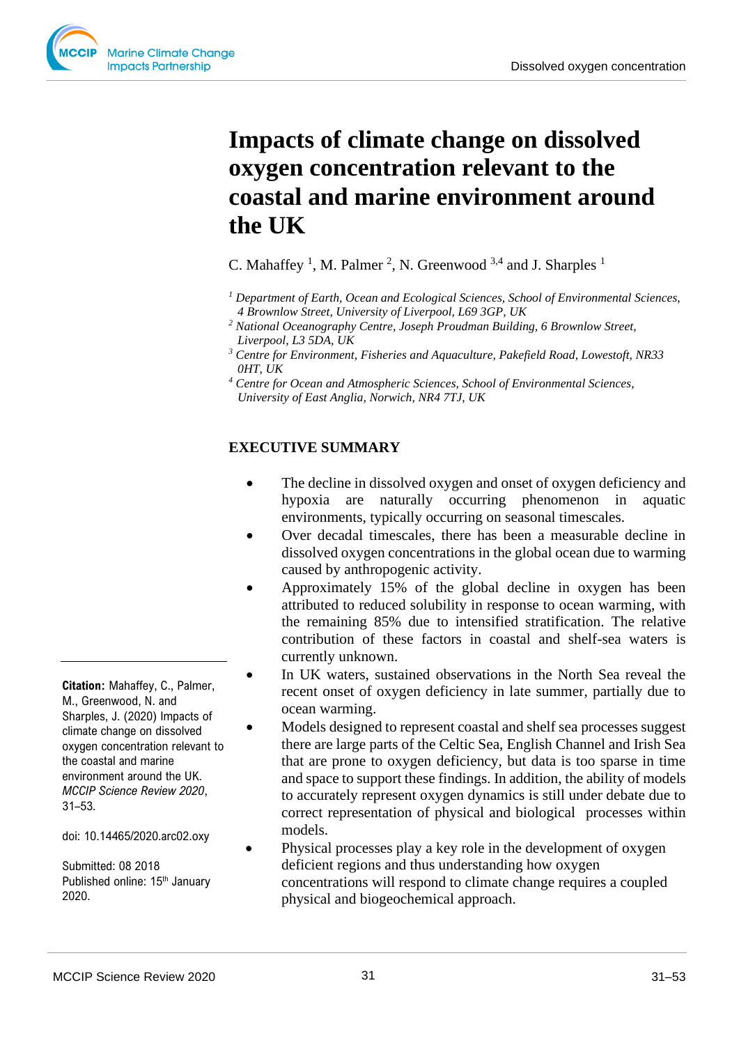# Impacts of climate change on dissolved oxygen concentration relevant to the coastal and marine environment around the UK

C. Mahaffey [1], M. Palmer [2], N. Greenwood [3,4] and J. Sharples [1]

*[1] Department of Earth, Ocean and Ecological Sciences, School of Environmental Sciences, 4 Brownlow Street, University of Liverpool, L69 3GP, UK*
*[2] National Oceanography Centre, Joseph Proudman Building, 6 Brownlow Street, Liverpool, L3 5DA, UK*
*[3] Centre for Environment, Fisheries and Aquaculture, Pakefield Road, Lowestoft, NR33 0HT, UK*
*[4] Centre for Ocean and Atmospheric Sciences, School of Environmental Sciences, University of East Anglia, Norwich, NR4 7TJ, UK*

## EXECUTIVE SUMMARY

- The decline in dissolved oxygen and onset of oxygen deficiency and hypoxia are naturally occurring phenomenon in aquatic environments, typically occurring on seasonal timescales.
- Over decadal timescales, there has been a measurable decline in dissolved oxygen concentrations in the global ocean due to warming caused by anthropogenic activity.
- Approximately 15% of the global decline in oxygen has been attributed to reduced solubility in response to ocean warming, with the remaining 85% due to intensified stratification. The relative contribution of these factors in coastal and shelf-sea waters is currently unknown.
- In UK waters, sustained observations in the North Sea reveal the recent onset of oxygen deficiency in late summer, partially due to ocean warming.
- Models designed to represent coastal and shelf sea processes suggest there are large parts of the Celtic Sea, English Channel and Irish Sea that are prone to oxygen deficiency, but data is too sparse in time and space to support these findings. In addition, the ability of models to accurately represent oxygen dynamics is still under debate due to correct representation of physical and biological processes within models.
- Physical processes play a key role in the development of oxygen deficient regions and thus understanding how oxygen concentrations will respond to climate change requires a coupled physical and biogeochemical approach.

**Citation:** Mahaffey, C., Palmer, M., Greenwood, N. and Sharples, J. (2020) Impacts of climate change on dissolved oxygen concentration relevant to the coastal and marine environment around the UK. *MCCIP Science Review 2020*, 31–53.

doi: 10.14465/2020.arc02.oxy

Submitted: 08 2018
Published online: 15th January 2020.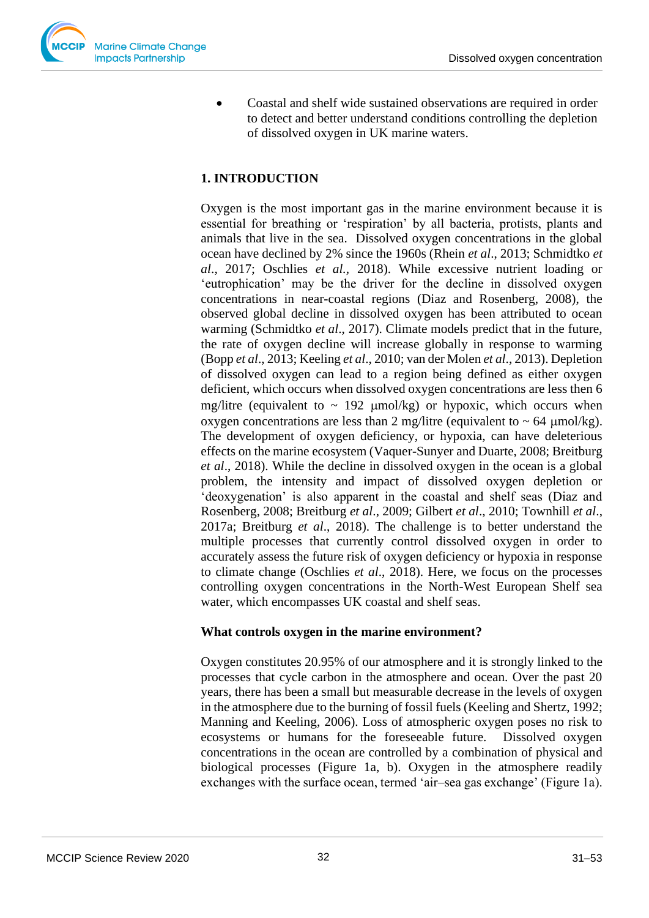- Coastal and shelf wide sustained observations are required in order to detect and better understand conditions controlling the depletion of dissolved oxygen in UK marine waters.

## 1. INTRODUCTION

Oxygen is the most important gas in the marine environment because it is essential for breathing or 'respiration' by all bacteria, protists, plants and animals that live in the sea. Dissolved oxygen concentrations in the global ocean have declined by 2% since the 1960s (Rhein *et al*., 2013; Schmidtko *et al*., 2017; Oschlies *et al.*, 2018). While excessive nutrient loading or 'eutrophication' may be the driver for the decline in dissolved oxygen concentrations in near-coastal regions (Diaz and Rosenberg, 2008), the observed global decline in dissolved oxygen has been attributed to ocean warming (Schmidtko *et al*., 2017). Climate models predict that in the future, the rate of oxygen decline will increase globally in response to warming (Bopp *et al*., 2013; Keeling *et al*., 2010; van der Molen *et al*., 2013). Depletion of dissolved oxygen can lead to a region being defined as either oxygen deficient, which occurs when dissolved oxygen concentrations are less then 6 mg/litre (equivalent to ~ 192 µmol/kg) or hypoxic, which occurs when oxygen concentrations are less than 2 mg/litre (equivalent to ~ 64 µmol/kg). The development of oxygen deficiency, or hypoxia, can have deleterious effects on the marine ecosystem (Vaquer-Sunyer and Duarte, 2008; Breitburg *et al*., 2018). While the decline in dissolved oxygen in the ocean is a global problem, the intensity and impact of dissolved oxygen depletion or 'deoxygenation' is also apparent in the coastal and shelf seas (Diaz and Rosenberg, 2008; Breitburg *et al*., 2009; Gilbert *et al*., 2010; Townhill *et al*., 2017a; Breitburg *et al*., 2018). The challenge is to better understand the multiple processes that currently control dissolved oxygen in order to accurately assess the future risk of oxygen deficiency or hypoxia in response to climate change (Oschlies *et al*., 2018). Here, we focus on the processes controlling oxygen concentrations in the North-West European Shelf sea water, which encompasses UK coastal and shelf seas.

### What controls oxygen in the marine environment?

Oxygen constitutes 20.95% of our atmosphere and it is strongly linked to the processes that cycle carbon in the atmosphere and ocean. Over the past 20 years, there has been a small but measurable decrease in the levels of oxygen in the atmosphere due to the burning of fossil fuels (Keeling and Shertz, 1992; Manning and Keeling, 2006). Loss of atmospheric oxygen poses no risk to ecosystems or humans for the foreseeable future. Dissolved oxygen concentrations in the ocean are controlled by a combination of physical and biological processes (Figure 1a, b). Oxygen in the atmosphere readily exchanges with the surface ocean, termed 'air–sea gas exchange' (Figure 1a).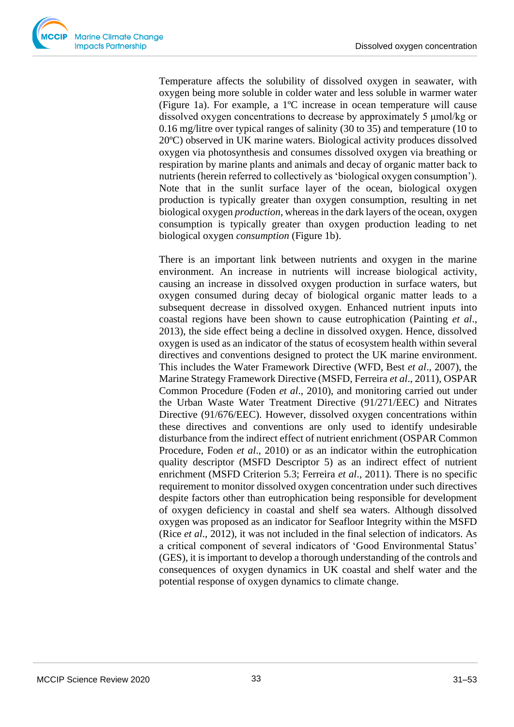Temperature affects the solubility of dissolved oxygen in seawater, with oxygen being more soluble in colder water and less soluble in warmer water (Figure 1a). For example, a 1ºC increase in ocean temperature will cause dissolved oxygen concentrations to decrease by approximately 5 μmol/kg or 0.16 mg/litre over typical ranges of salinity (30 to 35) and temperature (10 to 20ºC) observed in UK marine waters. Biological activity produces dissolved oxygen via photosynthesis and consumes dissolved oxygen via breathing or respiration by marine plants and animals and decay of organic matter back to nutrients (herein referred to collectively as 'biological oxygen consumption'). Note that in the sunlit surface layer of the ocean, biological oxygen production is typically greater than oxygen consumption, resulting in net biological oxygen *production*, whereas in the dark layers of the ocean, oxygen consumption is typically greater than oxygen production leading to net biological oxygen *consumption* (Figure 1b).

There is an important link between nutrients and oxygen in the marine environment. An increase in nutrients will increase biological activity, causing an increase in dissolved oxygen production in surface waters, but oxygen consumed during decay of biological organic matter leads to a subsequent decrease in dissolved oxygen. Enhanced nutrient inputs into coastal regions have been shown to cause eutrophication (Painting *et al*., 2013), the side effect being a decline in dissolved oxygen. Hence, dissolved oxygen is used as an indicator of the status of ecosystem health within several directives and conventions designed to protect the UK marine environment. This includes the Water Framework Directive (WFD, Best *et al*., 2007), the Marine Strategy Framework Directive (MSFD, Ferreira *et al*., 2011), OSPAR Common Procedure (Foden *et al*., 2010), and monitoring carried out under the Urban Waste Water Treatment Directive (91/271/EEC) and Nitrates Directive (91/676/EEC). However, dissolved oxygen concentrations within these directives and conventions are only used to identify undesirable disturbance from the indirect effect of nutrient enrichment (OSPAR Common Procedure, Foden *et al*., 2010) or as an indicator within the eutrophication quality descriptor (MSFD Descriptor 5) as an indirect effect of nutrient enrichment (MSFD Criterion 5.3; Ferreira *et al*., 2011). There is no specific requirement to monitor dissolved oxygen concentration under such directives despite factors other than eutrophication being responsible for development of oxygen deficiency in coastal and shelf sea waters. Although dissolved oxygen was proposed as an indicator for Seafloor Integrity within the MSFD (Rice *et al*., 2012), it was not included in the final selection of indicators. As a critical component of several indicators of 'Good Environmental Status' (GES), it is important to develop a thorough understanding of the controls and consequences of oxygen dynamics in UK coastal and shelf water and the potential response of oxygen dynamics to climate change.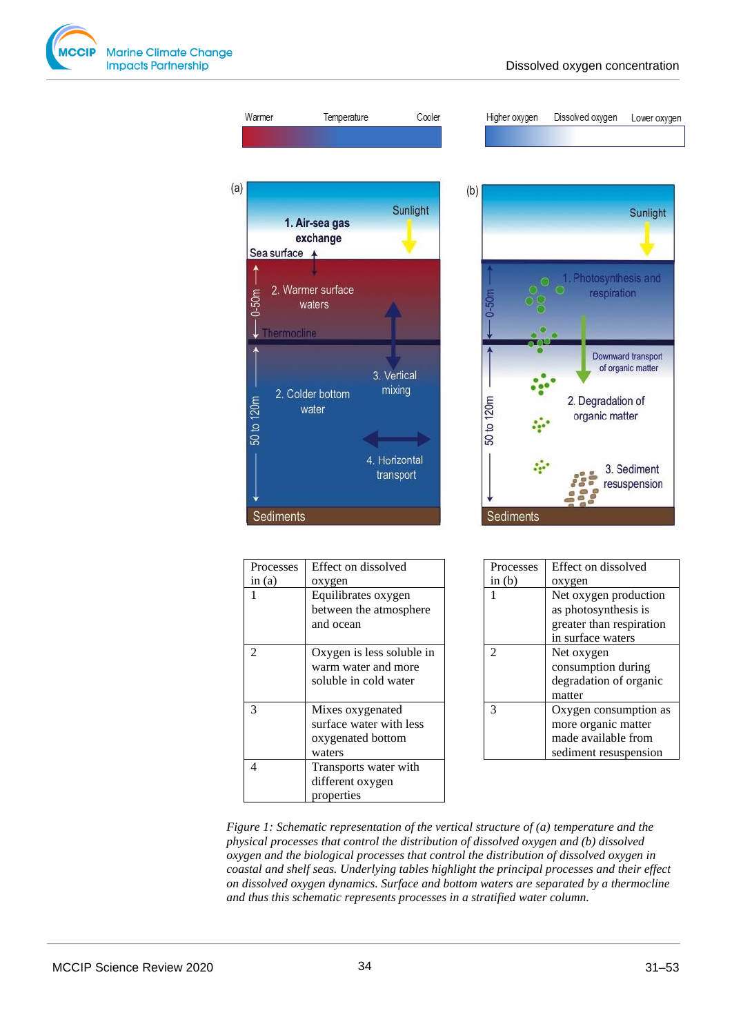| Processes in (a) | Effect on dissolved oxygen |
|---|---|
| 1 | Equilibrates oxygen between the atmosphere and ocean |
| 2 | Oxygen is less soluble in warm water and more soluble in cold water |
| 3 | Mixes oxygenated surface water with less oxygenated bottom waters |
| 4 | Transports water with different oxygen properties |

| Processes in (b) | Effect on dissolved oxygen |
|---|---|
| 1 | Net oxygen production as photosynthesis is greater than respiration in surface waters |
| 2 | Net oxygen consumption during degradation of organic matter |
| 3 | Oxygen consumption as more organic matter made available from sediment resuspension |

*Figure 1: Schematic representation of the vertical structure of (a) temperature and the physical processes that control the distribution of dissolved oxygen and (b) dissolved oxygen and the biological processes that control the distribution of dissolved oxygen in coastal and shelf seas. Underlying tables highlight the principal processes and their effect on dissolved oxygen dynamics. Surface and bottom waters are separated by a thermocline and thus this schematic represents processes in a stratified water column.*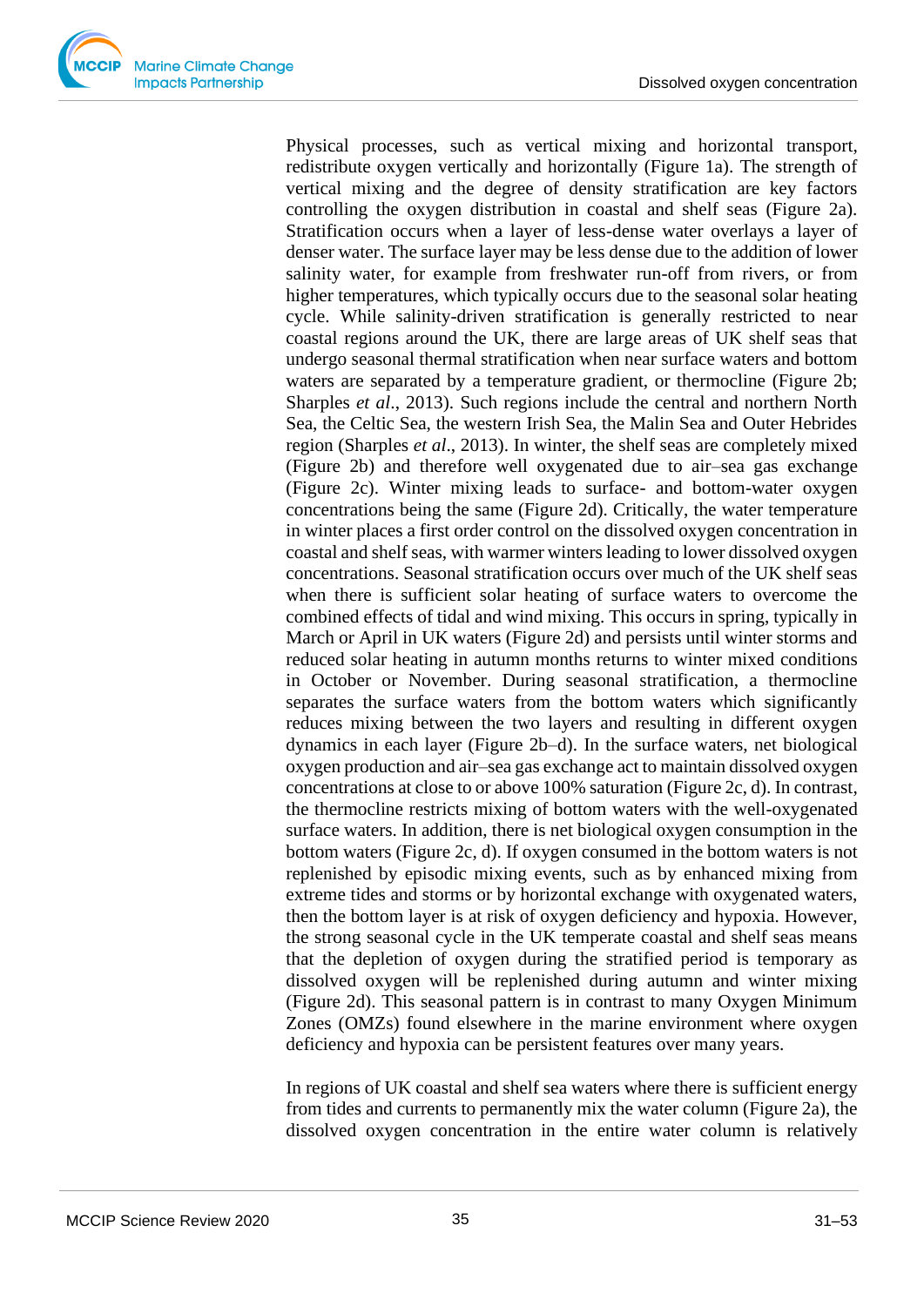Physical processes, such as vertical mixing and horizontal transport, redistribute oxygen vertically and horizontally (Figure 1a). The strength of vertical mixing and the degree of density stratification are key factors controlling the oxygen distribution in coastal and shelf seas (Figure 2a). Stratification occurs when a layer of less-dense water overlays a layer of denser water. The surface layer may be less dense due to the addition of lower salinity water, for example from freshwater run-off from rivers, or from higher temperatures, which typically occurs due to the seasonal solar heating cycle. While salinity-driven stratification is generally restricted to near coastal regions around the UK, there are large areas of UK shelf seas that undergo seasonal thermal stratification when near surface waters and bottom waters are separated by a temperature gradient, or thermocline (Figure 2b; Sharples *et al*., 2013). Such regions include the central and northern North Sea, the Celtic Sea, the western Irish Sea, the Malin Sea and Outer Hebrides region (Sharples *et al*., 2013). In winter, the shelf seas are completely mixed (Figure 2b) and therefore well oxygenated due to air–sea gas exchange (Figure 2c). Winter mixing leads to surface- and bottom-water oxygen concentrations being the same (Figure 2d). Critically, the water temperature in winter places a first order control on the dissolved oxygen concentration in coastal and shelf seas, with warmer winters leading to lower dissolved oxygen concentrations. Seasonal stratification occurs over much of the UK shelf seas when there is sufficient solar heating of surface waters to overcome the combined effects of tidal and wind mixing. This occurs in spring, typically in March or April in UK waters (Figure 2d) and persists until winter storms and reduced solar heating in autumn months returns to winter mixed conditions in October or November. During seasonal stratification, a thermocline separates the surface waters from the bottom waters which significantly reduces mixing between the two layers and resulting in different oxygen dynamics in each layer (Figure 2b–d). In the surface waters, net biological oxygen production and air–sea gas exchange act to maintain dissolved oxygen concentrations at close to or above 100% saturation (Figure 2c, d). In contrast, the thermocline restricts mixing of bottom waters with the well-oxygenated surface waters. In addition, there is net biological oxygen consumption in the bottom waters (Figure 2c, d). If oxygen consumed in the bottom waters is not replenished by episodic mixing events, such as by enhanced mixing from extreme tides and storms or by horizontal exchange with oxygenated waters, then the bottom layer is at risk of oxygen deficiency and hypoxia. However, the strong seasonal cycle in the UK temperate coastal and shelf seas means that the depletion of oxygen during the stratified period is temporary as dissolved oxygen will be replenished during autumn and winter mixing (Figure 2d). This seasonal pattern is in contrast to many Oxygen Minimum Zones (OMZs) found elsewhere in the marine environment where oxygen deficiency and hypoxia can be persistent features over many years.

In regions of UK coastal and shelf sea waters where there is sufficient energy from tides and currents to permanently mix the water column (Figure 2a), the dissolved oxygen concentration in the entire water column is relatively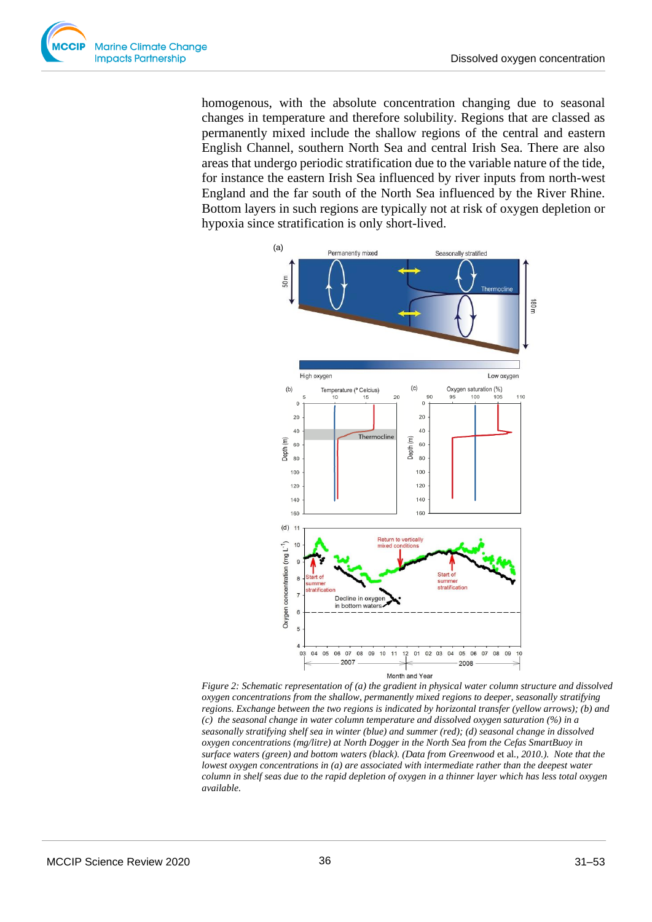homogenous, with the absolute concentration changing due to seasonal changes in temperature and therefore solubility. Regions that are classed as permanently mixed include the shallow regions of the central and eastern English Channel, southern North Sea and central Irish Sea. There are also areas that undergo periodic stratification due to the variable nature of the tide, for instance the eastern Irish Sea influenced by river inputs from north-west England and the far south of the North Sea influenced by the River Rhine. Bottom layers in such regions are typically not at risk of oxygen depletion or hypoxia since stratification is only short-lived.

*Figure 2: Schematic representation of (a) the gradient in physical water column structure and dissolved oxygen concentrations from the shallow, permanently mixed regions to deeper, seasonally stratifying regions. Exchange between the two regions is indicated by horizontal transfer (yellow arrows); (b) and (c) the seasonal change in water column temperature and dissolved oxygen saturation (%) in a seasonally stratifying shelf sea in winter (blue) and summer (red); (d) seasonal change in dissolved oxygen concentrations (mg/litre) at North Dogger in the North Sea from the Cefas SmartBuoy in surface waters (green) and bottom waters (black). (Data from Greenwood* et al.*, 2010.). Note that the lowest oxygen concentrations in (a) are associated with intermediate rather than the deepest water column in shelf seas due to the rapid depletion of oxygen in a thinner layer which has less total oxygen available.*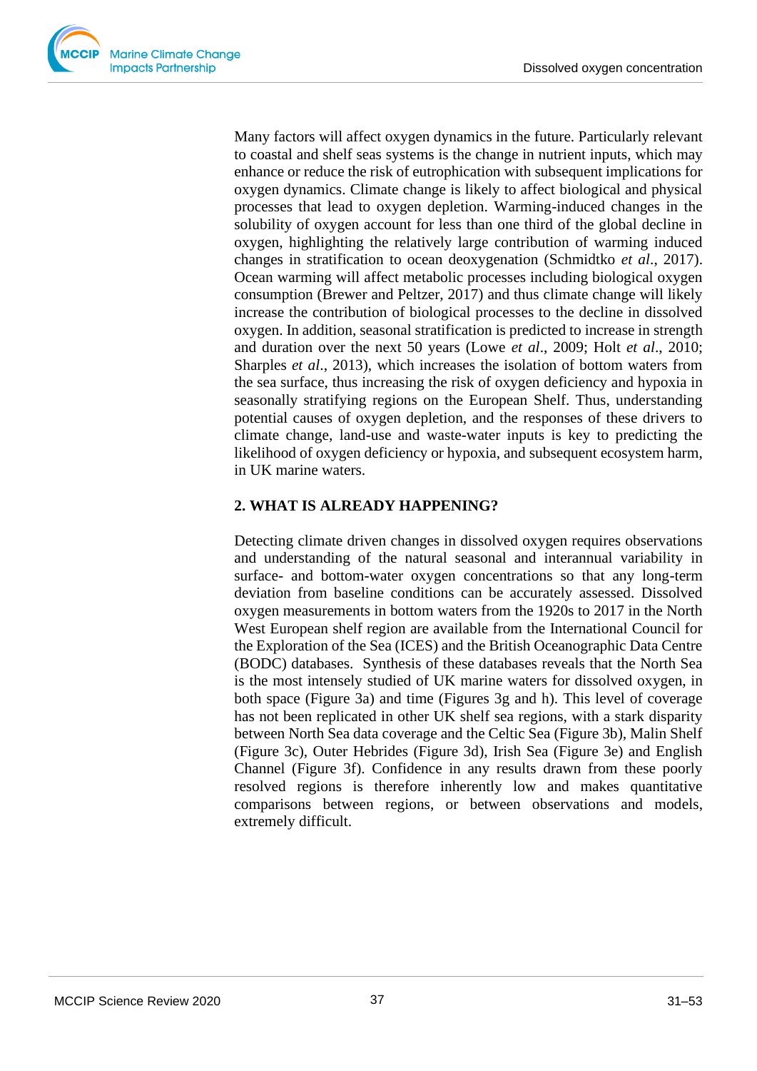Many factors will affect oxygen dynamics in the future. Particularly relevant to coastal and shelf seas systems is the change in nutrient inputs, which may enhance or reduce the risk of eutrophication with subsequent implications for oxygen dynamics. Climate change is likely to affect biological and physical processes that lead to oxygen depletion. Warming-induced changes in the solubility of oxygen account for less than one third of the global decline in oxygen, highlighting the relatively large contribution of warming induced changes in stratification to ocean deoxygenation (Schmidtko *et al*., 2017). Ocean warming will affect metabolic processes including biological oxygen consumption (Brewer and Peltzer, 2017) and thus climate change will likely increase the contribution of biological processes to the decline in dissolved oxygen. In addition, seasonal stratification is predicted to increase in strength and duration over the next 50 years (Lowe *et al*., 2009; Holt *et al*., 2010; Sharples *et al*., 2013), which increases the isolation of bottom waters from the sea surface, thus increasing the risk of oxygen deficiency and hypoxia in seasonally stratifying regions on the European Shelf. Thus, understanding potential causes of oxygen depletion, and the responses of these drivers to climate change, land-use and waste-water inputs is key to predicting the likelihood of oxygen deficiency or hypoxia, and subsequent ecosystem harm, in UK marine waters.

## 2. WHAT IS ALREADY HAPPENING?

Detecting climate driven changes in dissolved oxygen requires observations and understanding of the natural seasonal and interannual variability in surface- and bottom-water oxygen concentrations so that any long-term deviation from baseline conditions can be accurately assessed. Dissolved oxygen measurements in bottom waters from the 1920s to 2017 in the North West European shelf region are available from the International Council for the Exploration of the Sea (ICES) and the British Oceanographic Data Centre (BODC) databases. Synthesis of these databases reveals that the North Sea is the most intensely studied of UK marine waters for dissolved oxygen, in both space (Figure 3a) and time (Figures 3g and h). This level of coverage has not been replicated in other UK shelf sea regions, with a stark disparity between North Sea data coverage and the Celtic Sea (Figure 3b), Malin Shelf (Figure 3c), Outer Hebrides (Figure 3d), Irish Sea (Figure 3e) and English Channel (Figure 3f). Confidence in any results drawn from these poorly resolved regions is therefore inherently low and makes quantitative comparisons between regions, or between observations and models, extremely difficult.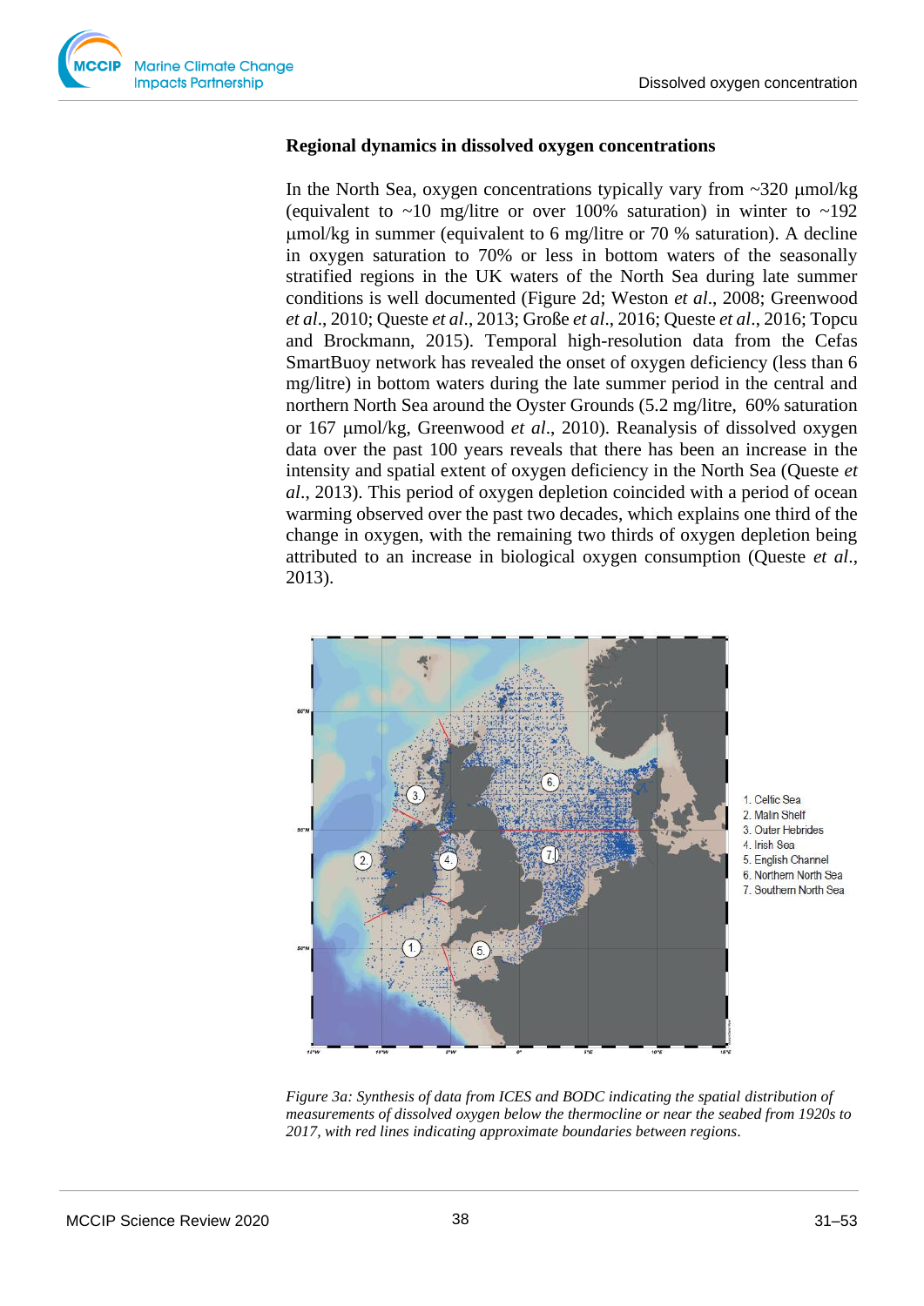## Regional dynamics in dissolved oxygen concentrations

In the North Sea, oxygen concentrations typically vary from ~320 μmol/kg (equivalent to ~10 mg/litre or over 100% saturation) in winter to ~192 μmol/kg in summer (equivalent to 6 mg/litre or 70 % saturation). A decline in oxygen saturation to 70% or less in bottom waters of the seasonally stratified regions in the UK waters of the North Sea during late summer conditions is well documented (Figure 2d; Weston *et al*., 2008; Greenwood *et al*., 2010; Queste *et al*., 2013; Große *et al*., 2016; Queste *et al*., 2016; Topcu and Brockmann, 2015). Temporal high-resolution data from the Cefas SmartBuoy network has revealed the onset of oxygen deficiency (less than 6 mg/litre) in bottom waters during the late summer period in the central and northern North Sea around the Oyster Grounds (5.2 mg/litre, 60% saturation or 167 μmol/kg, Greenwood *et al*., 2010). Reanalysis of dissolved oxygen data over the past 100 years reveals that there has been an increase in the intensity and spatial extent of oxygen deficiency in the North Sea (Queste *et al*., 2013). This period of oxygen depletion coincided with a period of ocean warming observed over the past two decades, which explains one third of the change in oxygen, with the remaining two thirds of oxygen depletion being attributed to an increase in biological oxygen consumption (Queste *et al*., 2013).

1. Celtic Sea
2. Malin Shelf
3. Outer Hebrides
4. Irish Sea
5. English Channel
6. Northern North Sea
7. Southern North Sea

*Figure 3a: Synthesis of data from ICES and BODC indicating the spatial distribution of measurements of dissolved oxygen below the thermocline or near the seabed from 1920s to 2017, with red lines indicating approximate boundaries between regions.*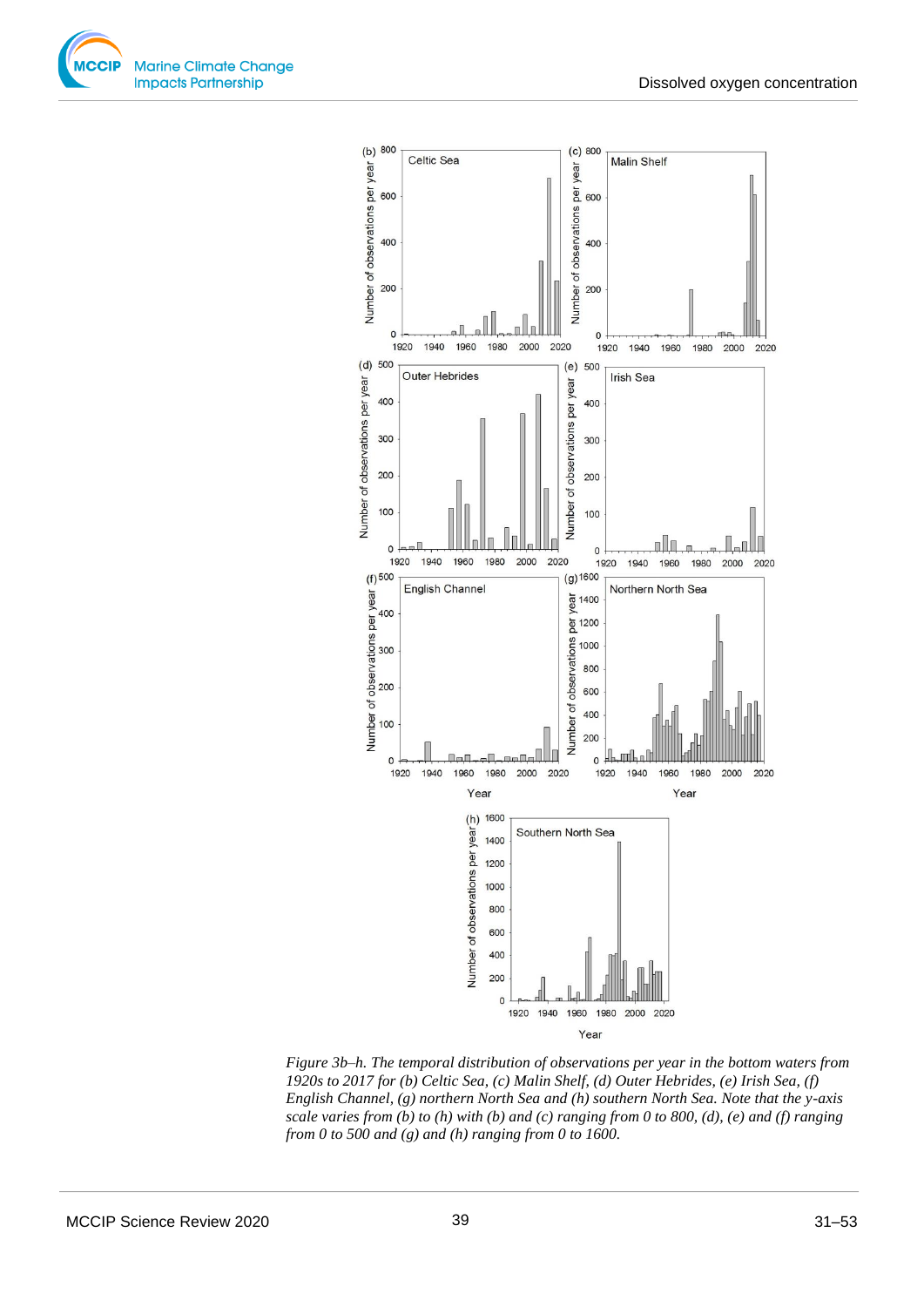*Figure 3b–h. The temporal distribution of observations per year in the bottom waters from 1920s to 2017 for (b) Celtic Sea, (c) Malin Shelf, (d) Outer Hebrides, (e) Irish Sea, (f) English Channel, (g) northern North Sea and (h) southern North Sea. Note that the y-axis scale varies from (b) to (h) with (b) and (c) ranging from 0 to 800, (d), (e) and (f) ranging from 0 to 500 and (g) and (h) ranging from 0 to 1600.*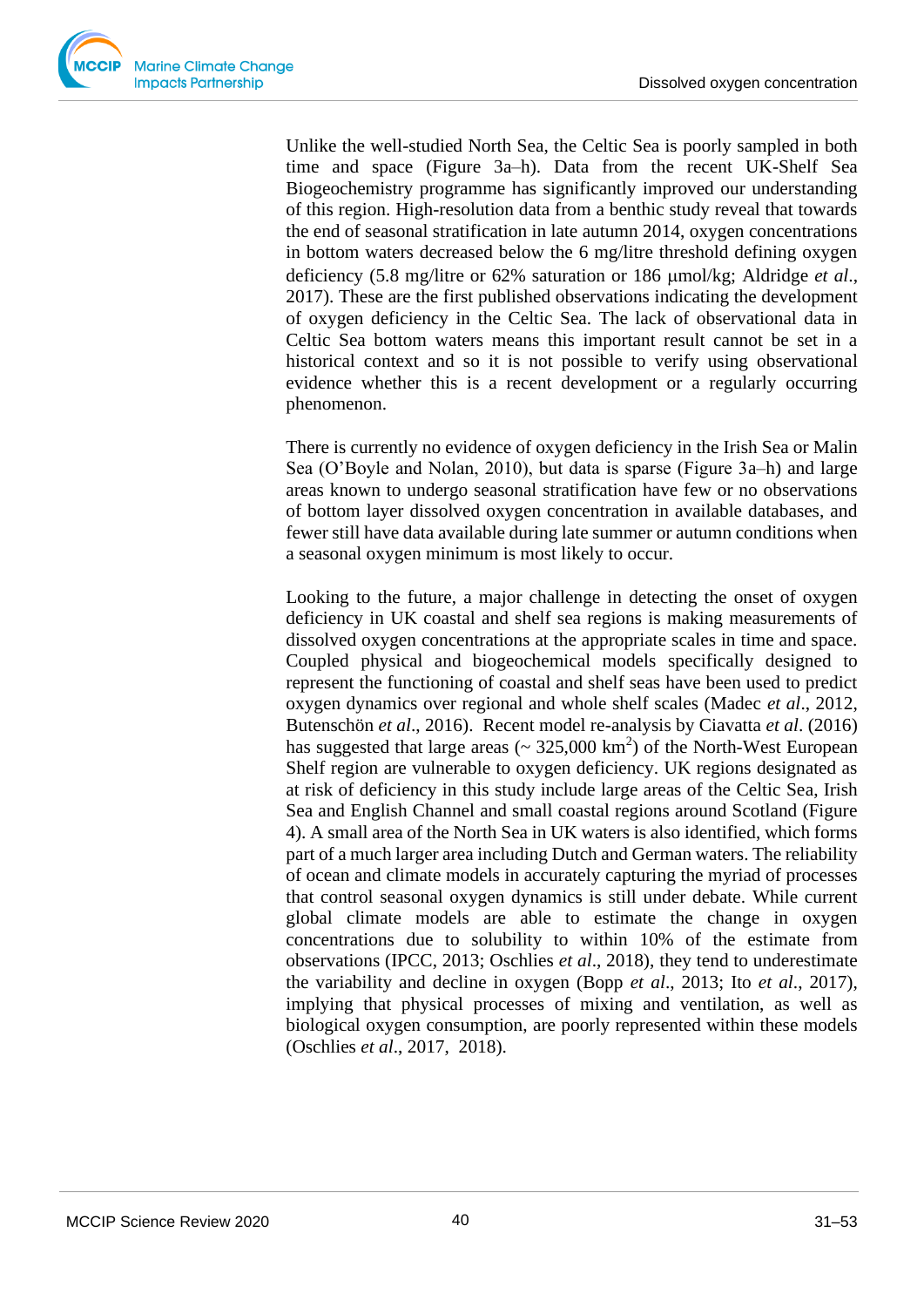Unlike the well-studied North Sea, the Celtic Sea is poorly sampled in both time and space (Figure 3a–h). Data from the recent UK-Shelf Sea Biogeochemistry programme has significantly improved our understanding of this region. High-resolution data from a benthic study reveal that towards the end of seasonal stratification in late autumn 2014, oxygen concentrations in bottom waters decreased below the 6 mg/litre threshold defining oxygen deficiency (5.8 mg/litre or 62% saturation or 186 μmol/kg; Aldridge *et al*., 2017). These are the first published observations indicating the development of oxygen deficiency in the Celtic Sea. The lack of observational data in Celtic Sea bottom waters means this important result cannot be set in a historical context and so it is not possible to verify using observational evidence whether this is a recent development or a regularly occurring phenomenon.

There is currently no evidence of oxygen deficiency in the Irish Sea or Malin Sea (O'Boyle and Nolan, 2010), but data is sparse (Figure 3a–h) and large areas known to undergo seasonal stratification have few or no observations of bottom layer dissolved oxygen concentration in available databases, and fewer still have data available during late summer or autumn conditions when a seasonal oxygen minimum is most likely to occur.

Looking to the future, a major challenge in detecting the onset of oxygen deficiency in UK coastal and shelf sea regions is making measurements of dissolved oxygen concentrations at the appropriate scales in time and space. Coupled physical and biogeochemical models specifically designed to represent the functioning of coastal and shelf seas have been used to predict oxygen dynamics over regional and whole shelf scales (Madec *et al*., 2012, Butenschön *et al*., 2016). Recent model re-analysis by Ciavatta *et al*. (2016) has suggested that large areas (~ 325,000 km$^2$) of the North-West European Shelf region are vulnerable to oxygen deficiency. UK regions designated as at risk of deficiency in this study include large areas of the Celtic Sea, Irish Sea and English Channel and small coastal regions around Scotland (Figure 4). A small area of the North Sea in UK waters is also identified, which forms part of a much larger area including Dutch and German waters. The reliability of ocean and climate models in accurately capturing the myriad of processes that control seasonal oxygen dynamics is still under debate. While current global climate models are able to estimate the change in oxygen concentrations due to solubility to within 10% of the estimate from observations (IPCC, 2013; Oschlies *et al*., 2018), they tend to underestimate the variability and decline in oxygen (Bopp *et al*., 2013; Ito *et al*., 2017), implying that physical processes of mixing and ventilation, as well as biological oxygen consumption, are poorly represented within these models (Oschlies *et al*., 2017, 2018).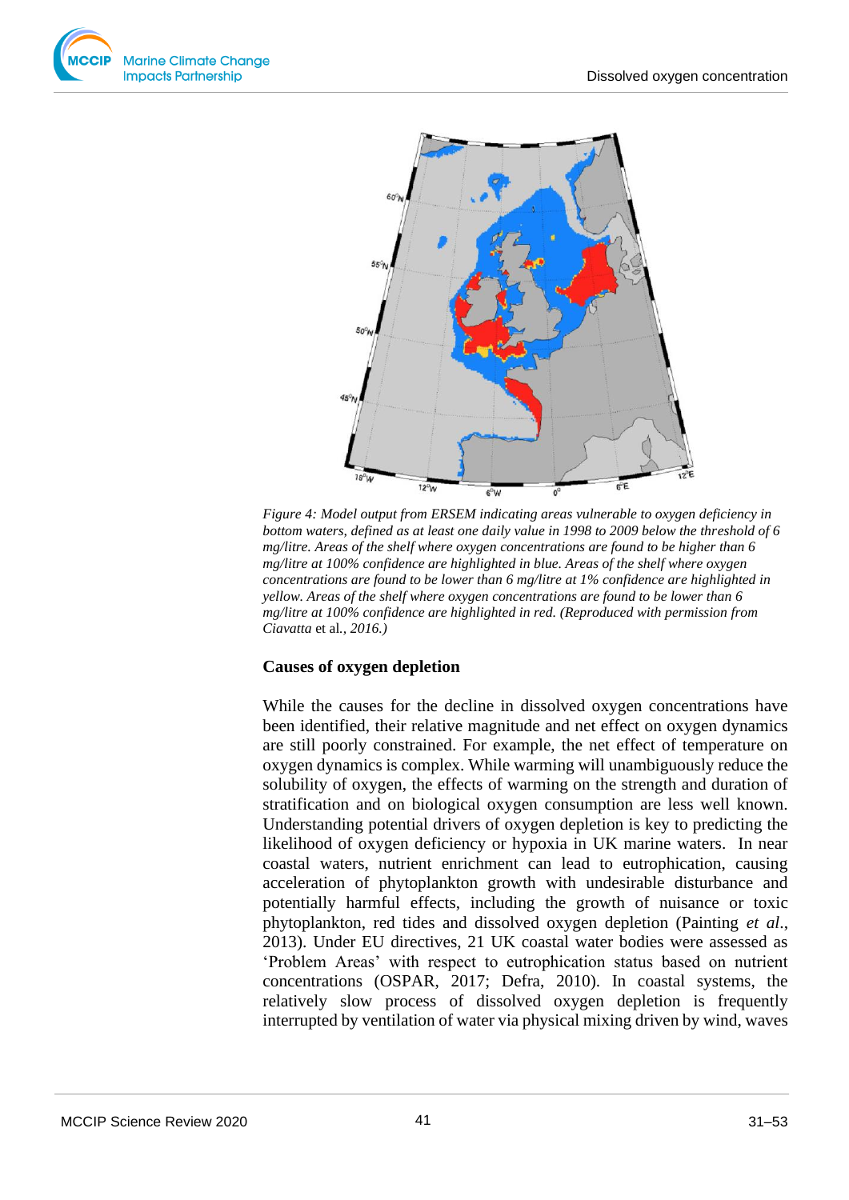*Figure 4: Model output from ERSEM indicating areas vulnerable to oxygen deficiency in bottom waters, defined as at least one daily value in 1998 to 2009 below the threshold of 6 mg/litre. Areas of the shelf where oxygen concentrations are found to be higher than 6 mg/litre at 100% confidence are highlighted in blue. Areas of the shelf where oxygen concentrations are found to be lower than 6 mg/litre at 1% confidence are highlighted in yellow. Areas of the shelf where oxygen concentrations are found to be lower than 6 mg/litre at 100% confidence are highlighted in red. (Reproduced with permission from Ciavatta* et al.*, 2016.)*

### Causes of oxygen depletion

While the causes for the decline in dissolved oxygen concentrations have been identified, their relative magnitude and net effect on oxygen dynamics are still poorly constrained. For example, the net effect of temperature on oxygen dynamics is complex. While warming will unambiguously reduce the solubility of oxygen, the effects of warming on the strength and duration of stratification and on biological oxygen consumption are less well known. Understanding potential drivers of oxygen depletion is key to predicting the likelihood of oxygen deficiency or hypoxia in UK marine waters. In near coastal waters, nutrient enrichment can lead to eutrophication, causing acceleration of phytoplankton growth with undesirable disturbance and potentially harmful effects, including the growth of nuisance or toxic phytoplankton, red tides and dissolved oxygen depletion (Painting *et al*., 2013). Under EU directives, 21 UK coastal water bodies were assessed as 'Problem Areas' with respect to eutrophication status based on nutrient concentrations (OSPAR, 2017; Defra, 2010). In coastal systems, the relatively slow process of dissolved oxygen depletion is frequently interrupted by ventilation of water via physical mixing driven by wind, waves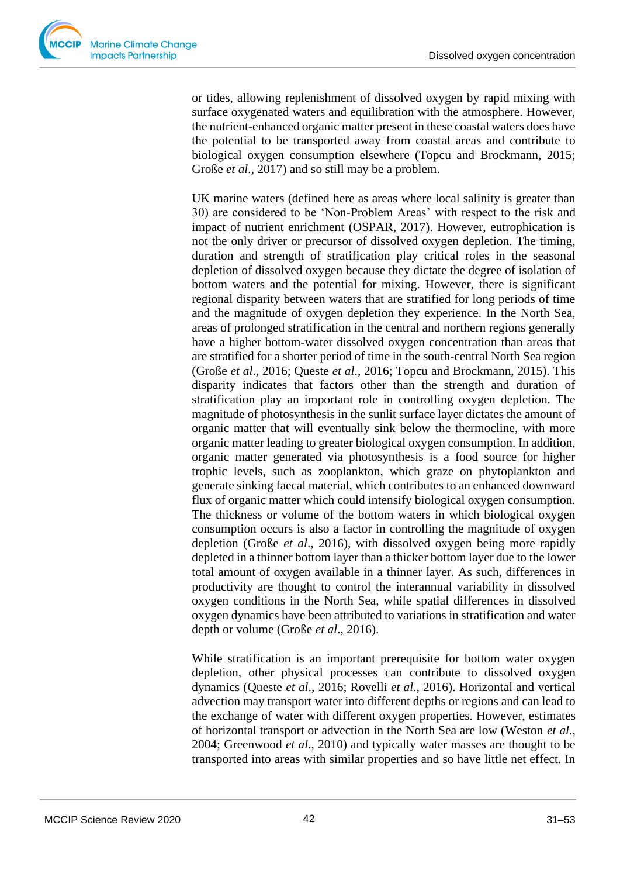or tides, allowing replenishment of dissolved oxygen by rapid mixing with surface oxygenated waters and equilibration with the atmosphere. However, the nutrient-enhanced organic matter present in these coastal waters does have the potential to be transported away from coastal areas and contribute to biological oxygen consumption elsewhere (Topcu and Brockmann, 2015; Große *et al*., 2017) and so still may be a problem.

UK marine waters (defined here as areas where local salinity is greater than 30) are considered to be 'Non-Problem Areas' with respect to the risk and impact of nutrient enrichment (OSPAR, 2017). However, eutrophication is not the only driver or precursor of dissolved oxygen depletion. The timing, duration and strength of stratification play critical roles in the seasonal depletion of dissolved oxygen because they dictate the degree of isolation of bottom waters and the potential for mixing. However, there is significant regional disparity between waters that are stratified for long periods of time and the magnitude of oxygen depletion they experience. In the North Sea, areas of prolonged stratification in the central and northern regions generally have a higher bottom-water dissolved oxygen concentration than areas that are stratified for a shorter period of time in the south-central North Sea region (Große *et al*., 2016; Queste *et al*., 2016; Topcu and Brockmann, 2015). This disparity indicates that factors other than the strength and duration of stratification play an important role in controlling oxygen depletion. The magnitude of photosynthesis in the sunlit surface layer dictates the amount of organic matter that will eventually sink below the thermocline, with more organic matter leading to greater biological oxygen consumption. In addition, organic matter generated via photosynthesis is a food source for higher trophic levels, such as zooplankton, which graze on phytoplankton and generate sinking faecal material, which contributes to an enhanced downward flux of organic matter which could intensify biological oxygen consumption. The thickness or volume of the bottom waters in which biological oxygen consumption occurs is also a factor in controlling the magnitude of oxygen depletion (Große *et al*., 2016), with dissolved oxygen being more rapidly depleted in a thinner bottom layer than a thicker bottom layer due to the lower total amount of oxygen available in a thinner layer. As such, differences in productivity are thought to control the interannual variability in dissolved oxygen conditions in the North Sea, while spatial differences in dissolved oxygen dynamics have been attributed to variations in stratification and water depth or volume (Große *et al*., 2016).

While stratification is an important prerequisite for bottom water oxygen depletion, other physical processes can contribute to dissolved oxygen dynamics (Queste *et al*., 2016; Rovelli *et al*., 2016). Horizontal and vertical advection may transport water into different depths or regions and can lead to the exchange of water with different oxygen properties. However, estimates of horizontal transport or advection in the North Sea are low (Weston *et al*., 2004; Greenwood *et al*., 2010) and typically water masses are thought to be transported into areas with similar properties and so have little net effect. In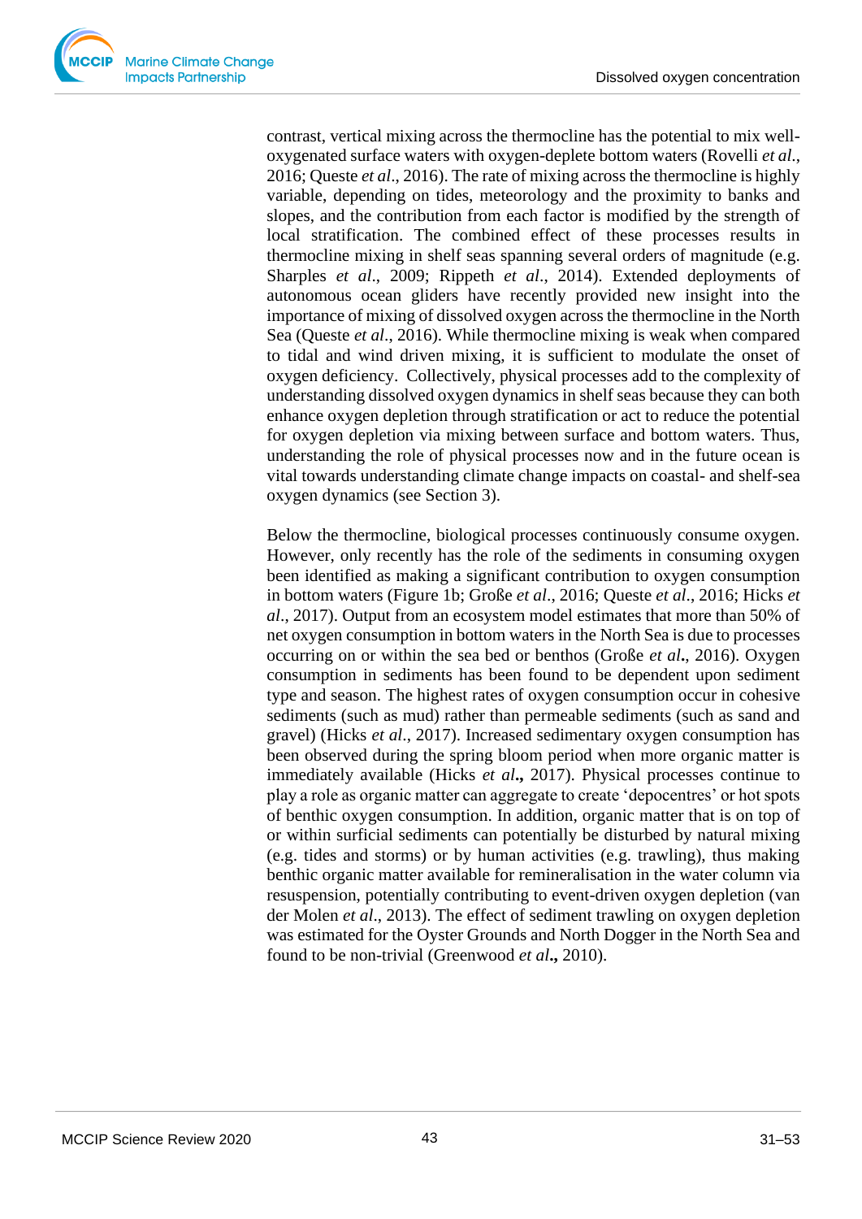contrast, vertical mixing across the thermocline has the potential to mix well-oxygenated surface waters with oxygen-deplete bottom waters (Rovelli *et al.*, 2016; Queste *et al.*, 2016). The rate of mixing across the thermocline is highly variable, depending on tides, meteorology and the proximity to banks and slopes, and the contribution from each factor is modified by the strength of local stratification. The combined effect of these processes results in thermocline mixing in shelf seas spanning several orders of magnitude (e.g. Sharples *et al*., 2009; Rippeth *et al*., 2014). Extended deployments of autonomous ocean gliders have recently provided new insight into the importance of mixing of dissolved oxygen across the thermocline in the North Sea (Queste *et al*., 2016). While thermocline mixing is weak when compared to tidal and wind driven mixing, it is sufficient to modulate the onset of oxygen deficiency. Collectively, physical processes add to the complexity of understanding dissolved oxygen dynamics in shelf seas because they can both enhance oxygen depletion through stratification or act to reduce the potential for oxygen depletion via mixing between surface and bottom waters. Thus, understanding the role of physical processes now and in the future ocean is vital towards understanding climate change impacts on coastal- and shelf-sea oxygen dynamics (see Section 3).

Below the thermocline, biological processes continuously consume oxygen. However, only recently has the role of the sediments in consuming oxygen been identified as making a significant contribution to oxygen consumption in bottom waters (Figure 1b; Große *et al*., 2016; Queste *et al*., 2016; Hicks *et al*., 2017). Output from an ecosystem model estimates that more than 50% of net oxygen consumption in bottom waters in the North Sea is due to processes occurring on or within the sea bed or benthos (Große *et al***.**, 2016). Oxygen consumption in sediments has been found to be dependent upon sediment type and season. The highest rates of oxygen consumption occur in cohesive sediments (such as mud) rather than permeable sediments (such as sand and gravel) (Hicks *et al*., 2017). Increased sedimentary oxygen consumption has been observed during the spring bloom period when more organic matter is immediately available (Hicks *et al***.,** 2017). Physical processes continue to play a role as organic matter can aggregate to create 'depocentres' or hot spots of benthic oxygen consumption. In addition, organic matter that is on top of or within surficial sediments can potentially be disturbed by natural mixing (e.g. tides and storms) or by human activities (e.g. trawling), thus making benthic organic matter available for remineralisation in the water column via resuspension, potentially contributing to event-driven oxygen depletion (van der Molen *et al*., 2013). The effect of sediment trawling on oxygen depletion was estimated for the Oyster Grounds and North Dogger in the North Sea and found to be non-trivial (Greenwood *et al***.,** 2010).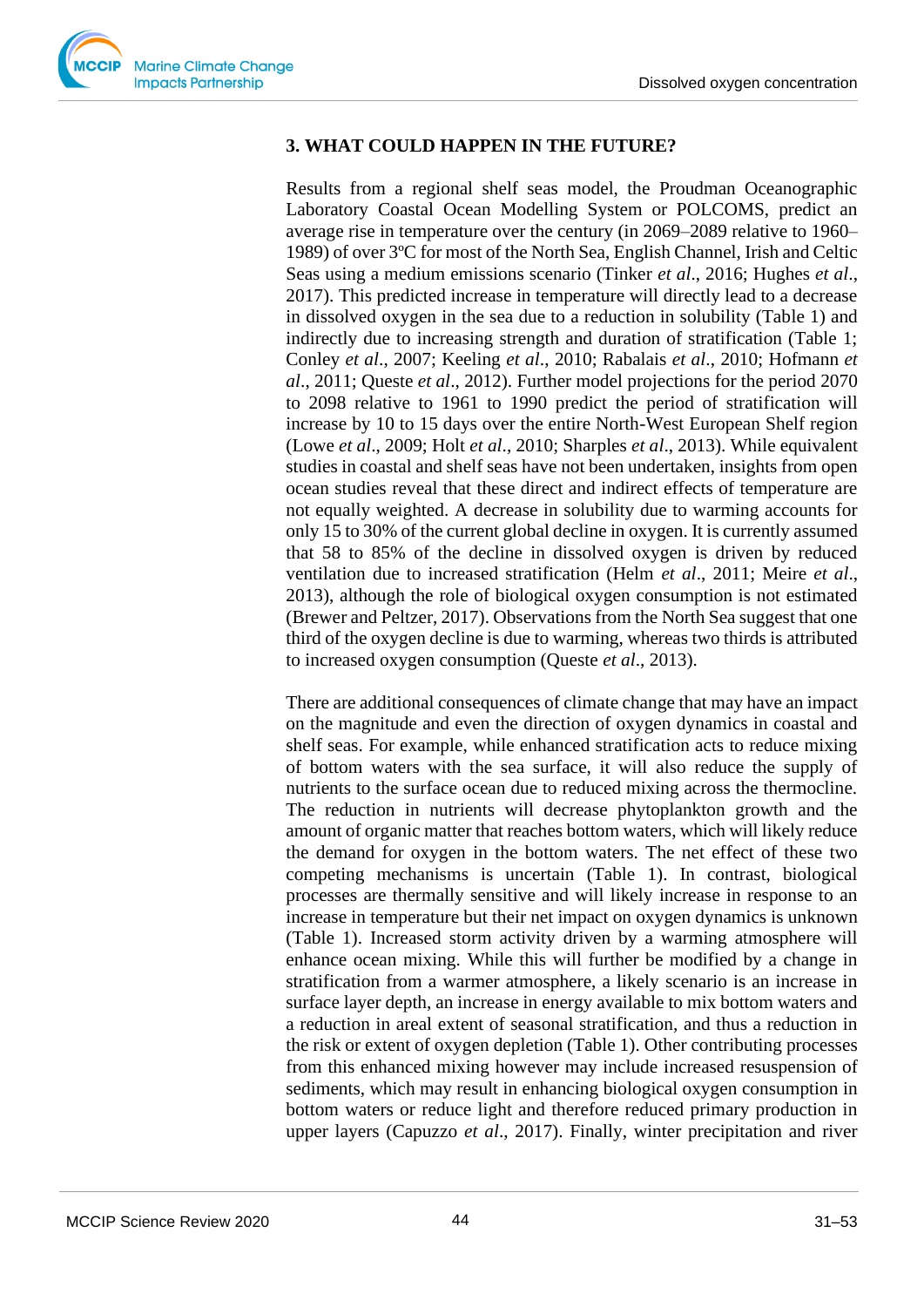## 3. WHAT COULD HAPPEN IN THE FUTURE?

Results from a regional shelf seas model, the Proudman Oceanographic Laboratory Coastal Ocean Modelling System or POLCOMS, predict an average rise in temperature over the century (in 2069–2089 relative to 1960–1989) of over 3ºC for most of the North Sea, English Channel, Irish and Celtic Seas using a medium emissions scenario (Tinker *et al*., 2016; Hughes *et al*., 2017). This predicted increase in temperature will directly lead to a decrease in dissolved oxygen in the sea due to a reduction in solubility (Table 1) and indirectly due to increasing strength and duration of stratification (Table 1; Conley *et al*., 2007; Keeling *et al*., 2010; Rabalais *et al*., 2010; Hofmann *et al*., 2011; Queste *et al*., 2012). Further model projections for the period 2070 to 2098 relative to 1961 to 1990 predict the period of stratification will increase by 10 to 15 days over the entire North-West European Shelf region (Lowe *et al*., 2009; Holt *et al*., 2010; Sharples *et al*., 2013). While equivalent studies in coastal and shelf seas have not been undertaken, insights from open ocean studies reveal that these direct and indirect effects of temperature are not equally weighted. A decrease in solubility due to warming accounts for only 15 to 30% of the current global decline in oxygen. It is currently assumed that 58 to 85% of the decline in dissolved oxygen is driven by reduced ventilation due to increased stratification (Helm *et al*., 2011; Meire *et al*., 2013), although the role of biological oxygen consumption is not estimated (Brewer and Peltzer, 2017). Observations from the North Sea suggest that one third of the oxygen decline is due to warming, whereas two thirds is attributed to increased oxygen consumption (Queste *et al*., 2013).

There are additional consequences of climate change that may have an impact on the magnitude and even the direction of oxygen dynamics in coastal and shelf seas. For example, while enhanced stratification acts to reduce mixing of bottom waters with the sea surface, it will also reduce the supply of nutrients to the surface ocean due to reduced mixing across the thermocline. The reduction in nutrients will decrease phytoplankton growth and the amount of organic matter that reaches bottom waters, which will likely reduce the demand for oxygen in the bottom waters. The net effect of these two competing mechanisms is uncertain (Table 1). In contrast, biological processes are thermally sensitive and will likely increase in response to an increase in temperature but their net impact on oxygen dynamics is unknown (Table 1). Increased storm activity driven by a warming atmosphere will enhance ocean mixing. While this will further be modified by a change in stratification from a warmer atmosphere, a likely scenario is an increase in surface layer depth, an increase in energy available to mix bottom waters and a reduction in areal extent of seasonal stratification, and thus a reduction in the risk or extent of oxygen depletion (Table 1). Other contributing processes from this enhanced mixing however may include increased resuspension of sediments, which may result in enhancing biological oxygen consumption in bottom waters or reduce light and therefore reduced primary production in upper layers (Capuzzo *et al*., 2017). Finally, winter precipitation and river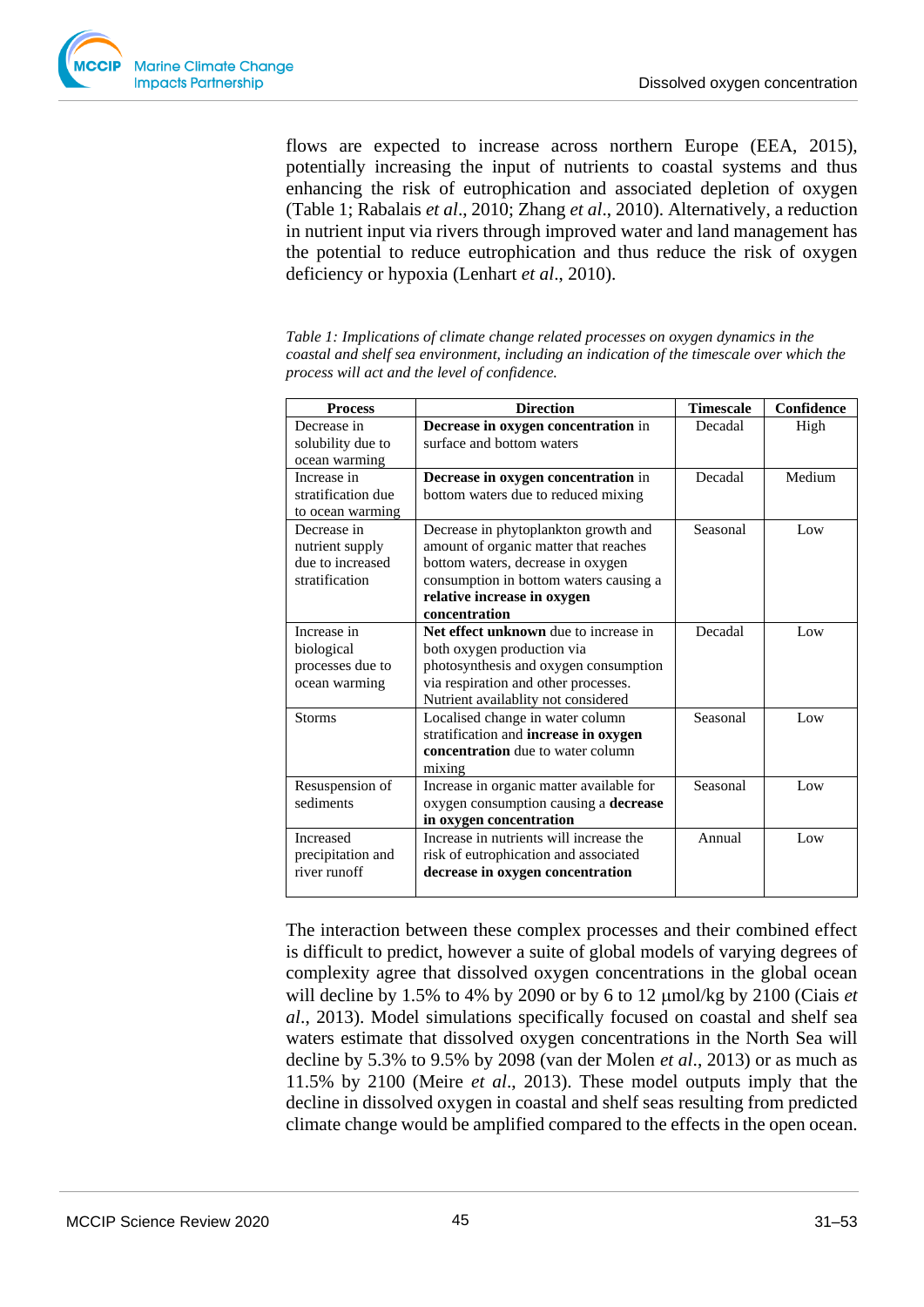flows are expected to increase across northern Europe (EEA, 2015), potentially increasing the input of nutrients to coastal systems and thus enhancing the risk of eutrophication and associated depletion of oxygen (Table 1; Rabalais *et al*., 2010; Zhang *et al*., 2010). Alternatively, a reduction in nutrient input via rivers through improved water and land management has the potential to reduce eutrophication and thus reduce the risk of oxygen deficiency or hypoxia (Lenhart *et al*., 2010).

*Table 1: Implications of climate change related processes on oxygen dynamics in the coastal and shelf sea environment, including an indication of the timescale over which the process will act and the level of confidence.*

| Process | Direction | Timescale | Confidence |
|---|---|---|---|
| Decrease in solubility due to ocean warming | **Decrease in oxygen concentration** in surface and bottom waters | Decadal | High |
| Increase in stratification due to ocean warming | **Decrease in oxygen concentration** in bottom waters due to reduced mixing | Decadal | Medium |
| Decrease in nutrient supply due to increased stratification | Decrease in phytoplankton growth and amount of organic matter that reaches bottom waters, decrease in oxygen consumption in bottom waters causing a **relative increase in oxygen concentration** | Seasonal | Low |
| Increase in biological processes due to ocean warming | **Net effect unknown** due to increase in both oxygen production via photosynthesis and oxygen consumption via respiration and other processes. Nutrient availablity not considered | Decadal | Low |
| Storms | Localised change in water column stratification and **increase in oxygen concentration** due to water column mixing | Seasonal | Low |
| Resuspension of sediments | Increase in organic matter available for oxygen consumption causing a **decrease in oxygen concentration** | Seasonal | Low |
| Increased precipitation and river runoff | Increase in nutrients will increase the risk of eutrophication and associated **decrease in oxygen concentration** | Annual | Low |

The interaction between these complex processes and their combined effect is difficult to predict, however a suite of global models of varying degrees of complexity agree that dissolved oxygen concentrations in the global ocean will decline by 1.5% to 4% by 2090 or by 6 to 12 μmol/kg by 2100 (Ciais *et al*., 2013). Model simulations specifically focused on coastal and shelf sea waters estimate that dissolved oxygen concentrations in the North Sea will decline by 5.3% to 9.5% by 2098 (van der Molen *et al*., 2013) or as much as 11.5% by 2100 (Meire *et al*., 2013). These model outputs imply that the decline in dissolved oxygen in coastal and shelf seas resulting from predicted climate change would be amplified compared to the effects in the open ocean.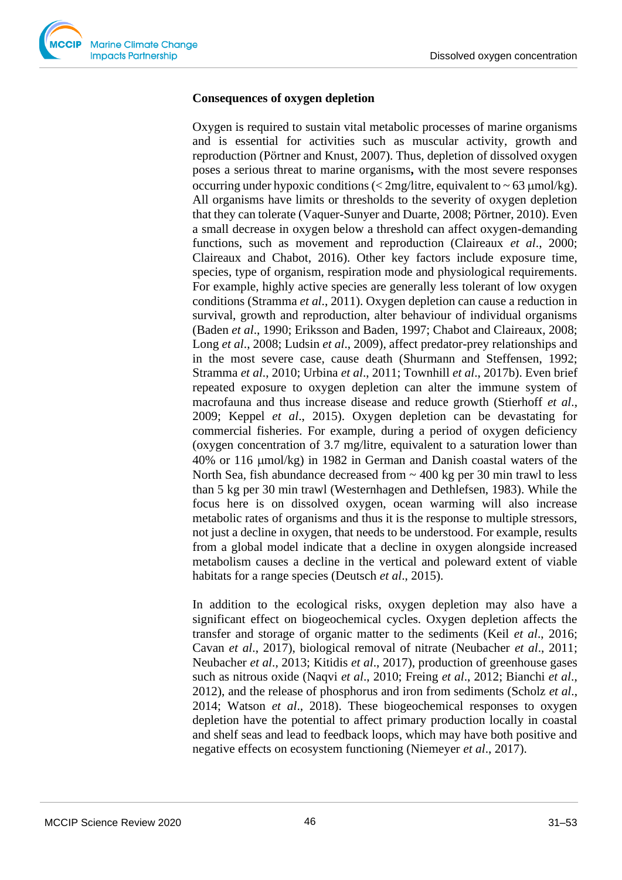**Consequences of oxygen depletion**

Oxygen is required to sustain vital metabolic processes of marine organisms and is essential for activities such as muscular activity, growth and reproduction (Pörtner and Knust, 2007). Thus, depletion of dissolved oxygen poses a serious threat to marine organisms**,** with the most severe responses occurring under hypoxic conditions (< 2mg/litre, equivalent to ~ 63 μmol/kg). All organisms have limits or thresholds to the severity of oxygen depletion that they can tolerate (Vaquer-Sunyer and Duarte, 2008; Pörtner, 2010). Even a small decrease in oxygen below a threshold can affect oxygen-demanding functions, such as movement and reproduction (Claireaux *et al*., 2000; Claireaux and Chabot, 2016). Other key factors include exposure time, species, type of organism, respiration mode and physiological requirements. For example, highly active species are generally less tolerant of low oxygen conditions (Stramma *et al*., 2011). Oxygen depletion can cause a reduction in survival, growth and reproduction, alter behaviour of individual organisms (Baden *et al*., 1990; Eriksson and Baden, 1997; Chabot and Claireaux, 2008; Long *et al*., 2008; Ludsin *et al*., 2009), affect predator-prey relationships and in the most severe case, cause death (Shurmann and Steffensen, 1992; Stramma *et al*., 2010; Urbina *et al*., 2011; Townhill *et al*., 2017b). Even brief repeated exposure to oxygen depletion can alter the immune system of macrofauna and thus increase disease and reduce growth (Stierhoff *et al*., 2009; Keppel *et al*., 2015). Oxygen depletion can be devastating for commercial fisheries. For example, during a period of oxygen deficiency (oxygen concentration of 3.7 mg/litre, equivalent to a saturation lower than 40% or 116 μmol/kg) in 1982 in German and Danish coastal waters of the North Sea, fish abundance decreased from ~ 400 kg per 30 min trawl to less than 5 kg per 30 min trawl (Westernhagen and Dethlefsen, 1983). While the focus here is on dissolved oxygen, ocean warming will also increase metabolic rates of organisms and thus it is the response to multiple stressors, not just a decline in oxygen, that needs to be understood. For example, results from a global model indicate that a decline in oxygen alongside increased metabolism causes a decline in the vertical and poleward extent of viable habitats for a range species (Deutsch *et al*., 2015).

In addition to the ecological risks, oxygen depletion may also have a significant effect on biogeochemical cycles. Oxygen depletion affects the transfer and storage of organic matter to the sediments (Keil *et al*., 2016; Cavan *et al*., 2017), biological removal of nitrate (Neubacher *et al*., 2011; Neubacher *et al*., 2013; Kitidis *et al*., 2017), production of greenhouse gases such as nitrous oxide (Naqvi *et al*., 2010; Freing *et al*., 2012; Bianchi *et al*., 2012), and the release of phosphorus and iron from sediments (Scholz *et al*., 2014; Watson *et al*., 2018). These biogeochemical responses to oxygen depletion have the potential to affect primary production locally in coastal and shelf seas and lead to feedback loops, which may have both positive and negative effects on ecosystem functioning (Niemeyer *et al*., 2017).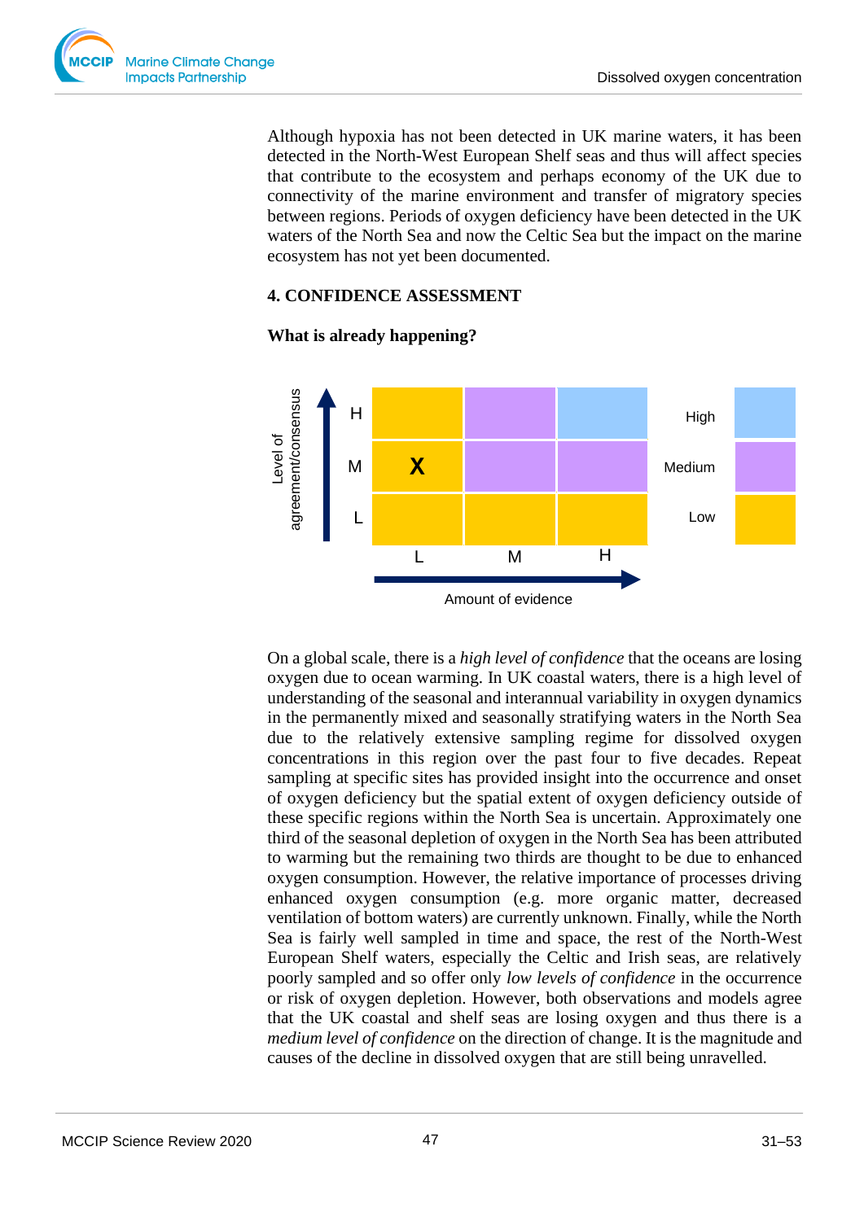Although hypoxia has not been detected in UK marine waters, it has been detected in the North-West European Shelf seas and thus will affect species that contribute to the ecosystem and perhaps economy of the UK due to connectivity of the marine environment and transfer of migratory species between regions. Periods of oxygen deficiency have been detected in the UK waters of the North Sea and now the Celtic Sea but the impact on the marine ecosystem has not yet been documented.

## 4. CONFIDENCE ASSESSMENT

**What is already happening?**

| Level of agreement/consensus | L | M | H |
|---|---|---|---|
| H | | | |
| M | X | | |
| L | | | |

Amount of evidence

Legend: High, Medium, Low

On a global scale, there is a *high level of confidence* that the oceans are losing oxygen due to ocean warming. In UK coastal waters, there is a high level of understanding of the seasonal and interannual variability in oxygen dynamics in the permanently mixed and seasonally stratifying waters in the North Sea due to the relatively extensive sampling regime for dissolved oxygen concentrations in this region over the past four to five decades. Repeat sampling at specific sites has provided insight into the occurrence and onset of oxygen deficiency but the spatial extent of oxygen deficiency outside of these specific regions within the North Sea is uncertain. Approximately one third of the seasonal depletion of oxygen in the North Sea has been attributed to warming but the remaining two thirds are thought to be due to enhanced oxygen consumption. However, the relative importance of processes driving enhanced oxygen consumption (e.g. more organic matter, decreased ventilation of bottom waters) are currently unknown. Finally, while the North Sea is fairly well sampled in time and space, the rest of the North-West European Shelf waters, especially the Celtic and Irish seas, are relatively poorly sampled and so offer only *low levels of confidence* in the occurrence or risk of oxygen depletion. However, both observations and models agree that the UK coastal and shelf seas are losing oxygen and thus there is a *medium level of confidence* on the direction of change. It is the magnitude and causes of the decline in dissolved oxygen that are still being unravelled.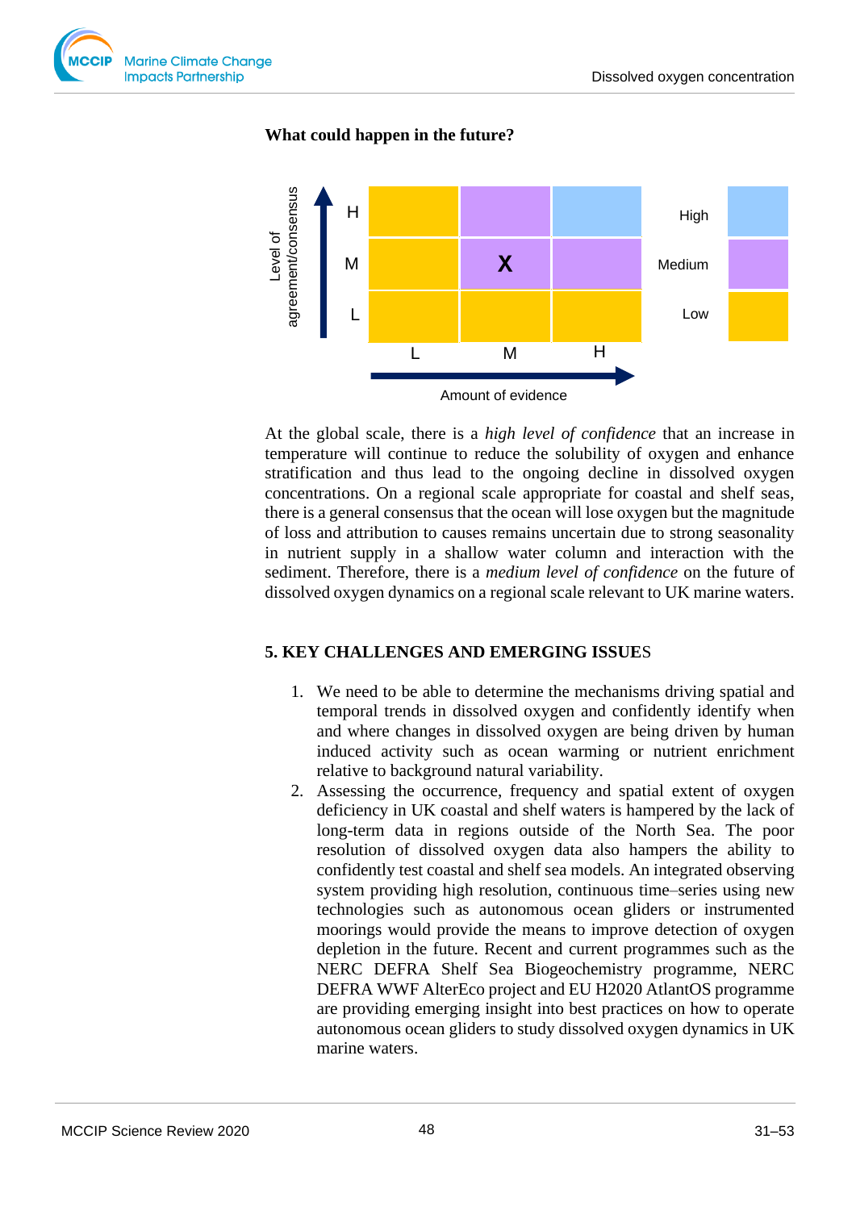**What could happen in the future?**

| Level of agreement/consensus | L | M | H |
|---|---|---|---|
| H | | | |
| M | | X | |
| L | | | |

Amount of evidence

High / Medium / Low

At the global scale, there is a *high level of confidence* that an increase in temperature will continue to reduce the solubility of oxygen and enhance stratification and thus lead to the ongoing decline in dissolved oxygen concentrations. On a regional scale appropriate for coastal and shelf seas, there is a general consensus that the ocean will lose oxygen but the magnitude of loss and attribution to causes remains uncertain due to strong seasonality in nutrient supply in a shallow water column and interaction with the sediment. Therefore, there is a *medium level of confidence* on the future of dissolved oxygen dynamics on a regional scale relevant to UK marine waters.

## 5. KEY CHALLENGES AND EMERGING ISSUES

1. We need to be able to determine the mechanisms driving spatial and temporal trends in dissolved oxygen and confidently identify when and where changes in dissolved oxygen are being driven by human induced activity such as ocean warming or nutrient enrichment relative to background natural variability.
2. Assessing the occurrence, frequency and spatial extent of oxygen deficiency in UK coastal and shelf waters is hampered by the lack of long-term data in regions outside of the North Sea. The poor resolution of dissolved oxygen data also hampers the ability to confidently test coastal and shelf sea models. An integrated observing system providing high resolution, continuous time–series using new technologies such as autonomous ocean gliders or instrumented moorings would provide the means to improve detection of oxygen depletion in the future. Recent and current programmes such as the NERC DEFRA Shelf Sea Biogeochemistry programme, NERC DEFRA WWF AlterEco project and EU H2020 AtlantOS programme are providing emerging insight into best practices on how to operate autonomous ocean gliders to study dissolved oxygen dynamics in UK marine waters.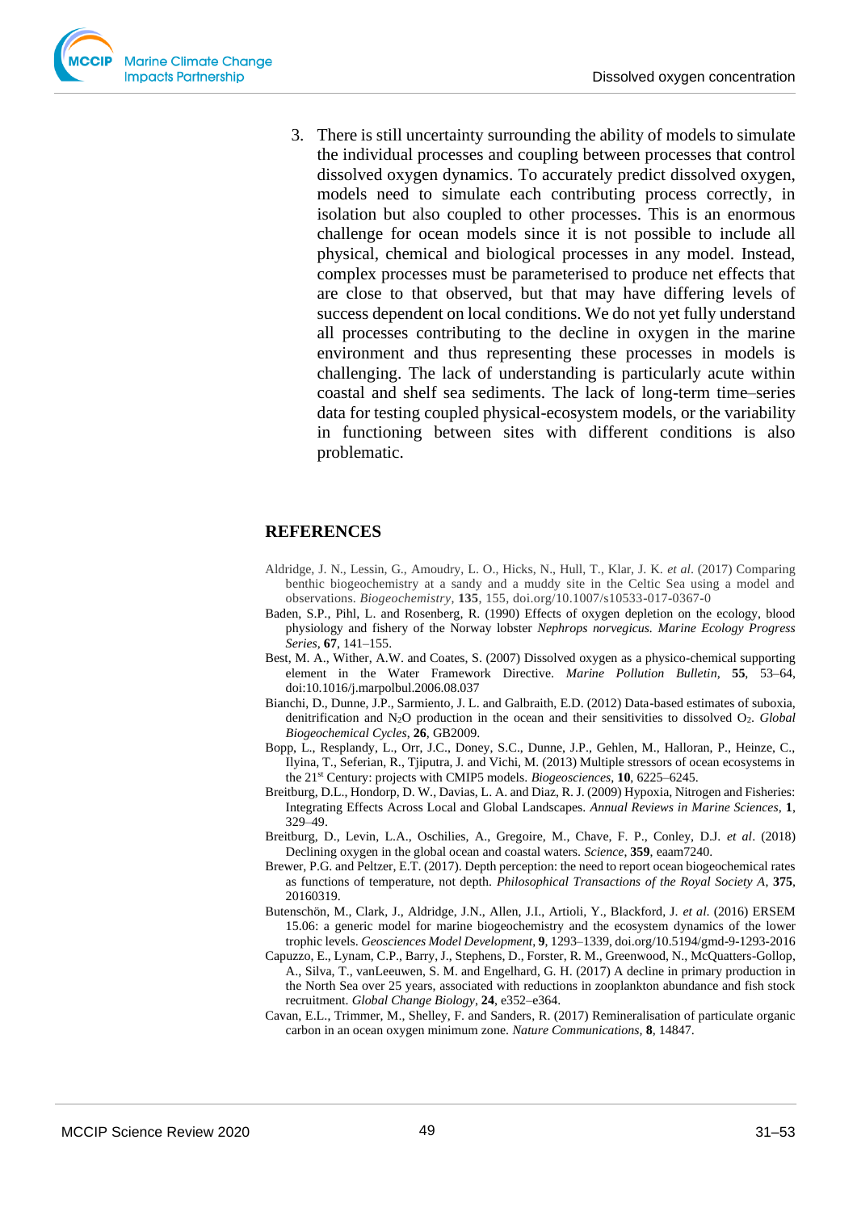3. There is still uncertainty surrounding the ability of models to simulate the individual processes and coupling between processes that control dissolved oxygen dynamics. To accurately predict dissolved oxygen, models need to simulate each contributing process correctly, in isolation but also coupled to other processes. This is an enormous challenge for ocean models since it is not possible to include all physical, chemical and biological processes in any model. Instead, complex processes must be parameterised to produce net effects that are close to that observed, but that may have differing levels of success dependent on local conditions. We do not yet fully understand all processes contributing to the decline in oxygen in the marine environment and thus representing these processes in models is challenging. The lack of understanding is particularly acute within coastal and shelf sea sediments. The lack of long-term time–series data for testing coupled physical-ecosystem models, or the variability in functioning between sites with different conditions is also problematic.

## REFERENCES

Aldridge, J. N., Lessin, G., Amoudry, L. O., Hicks, N., Hull, T., Klar, J. K. *et al*. (2017) Comparing benthic biogeochemistry at a sandy and a muddy site in the Celtic Sea using a model and observations. *Biogeochemistry*, **135**, 155, doi.org/10.1007/s10533-017-0367-0

Baden, S.P., Pihl, L. and Rosenberg, R. (1990) Effects of oxygen depletion on the ecology, blood physiology and fishery of the Norway lobster *Nephrops norvegicus. Marine Ecology Progress Series*, **67**, 141–155.

Best, M. A., Wither, A.W. and Coates, S. (2007) Dissolved oxygen as a physico-chemical supporting element in the Water Framework Directive. *Marine Pollution Bulletin*, **55**, 53–64, doi:10.1016/j.marpolbul.2006.08.037

Bianchi, D., Dunne, J.P., Sarmiento, J. L. and Galbraith, E.D. (2012) Data-based estimates of suboxia, denitrification and $N_2O$ production in the ocean and their sensitivities to dissolved $O_2$. *Global Biogeochemical Cycles*, **26**, GB2009.

Bopp, L., Resplandy, L., Orr, J.C., Doney, S.C., Dunne, J.P., Gehlen, M., Halloran, P., Heinze, C., Ilyina, T., Seferian, R., Tjiputra, J. and Vichi, M. (2013) Multiple stressors of ocean ecosystems in the 21st Century: projects with CMIP5 models. *Biogeosciences*, **10**, 6225–6245.

Breitburg, D.L., Hondorp, D. W., Davias, L. A. and Diaz, R. J. (2009) Hypoxia, Nitrogen and Fisheries: Integrating Effects Across Local and Global Landscapes. *Annual Reviews in Marine Sciences*, **1**, 329–49.

Breitburg, D., Levin, L.A., Oschilies, A., Gregoire, M., Chave, F. P., Conley, D.J. *et al*. (2018) Declining oxygen in the global ocean and coastal waters. *Science*, **359**, eaam7240.

Brewer, P.G. and Peltzer, E.T. (2017). Depth perception: the need to report ocean biogeochemical rates as functions of temperature, not depth. *Philosophical Transactions of the Royal Society A*, **375**, 20160319.

Butenschön, M., Clark, J., Aldridge, J.N., Allen, J.I., Artioli, Y., Blackford, J. *et al*. (2016) ERSEM 15.06: a generic model for marine biogeochemistry and the ecosystem dynamics of the lower trophic levels. *Geosciences Model Development*, **9**, 1293–1339, doi.org/10.5194/gmd-9-1293-2016

Capuzzo, E., Lynam, C.P., Barry, J., Stephens, D., Forster, R. M., Greenwood, N., McQuatters-Gollop, A., Silva, T., vanLeeuwen, S. M. and Engelhard, G. H. (2017) A decline in primary production in the North Sea over 25 years, associated with reductions in zooplankton abundance and fish stock recruitment. *Global Change Biology*, **24**, e352–e364.

Cavan, E.L., Trimmer, M., Shelley, F. and Sanders, R. (2017) Remineralisation of particulate organic carbon in an ocean oxygen minimum zone. *Nature Communications*, **8**, 14847.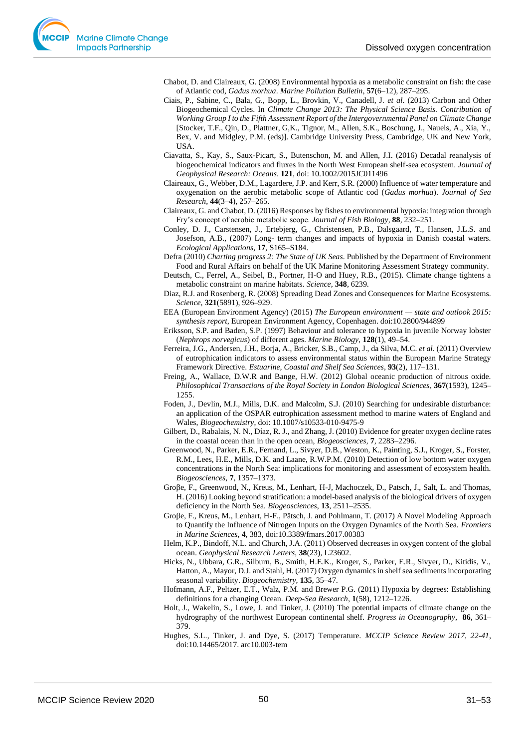Chabot, D. and Claireaux, G. (2008) Environmental hypoxia as a metabolic constraint on fish: the case of Atlantic cod, *Gadus morhua*. *Marine Pollution Bulletin*, **57**(6–12), 287–295.

Ciais, P., Sabine, C., Bala, G., Bopp, L., Brovkin, V., Canadell, J. *et al*. (2013) Carbon and Other Biogeochemical Cycles. In *Climate Change 2013: The Physical Science Basis. Contribution of Working Group I to the Fifth Assessment Report of the Intergovernmental Panel on Climate Change* [Stocker, T.F., Qin, D., Plattner, G,K., Tignor, M., Allen, S.K., Boschung, J., Nauels, A., Xia, Y., Bex, V. and Midgley, P.M. (eds)]. Cambridge University Press, Cambridge, UK and New York, USA.

Ciavatta, S., Kay, S., Saux-Picart, S., Butenschon, M. and Allen, J.I. (2016) Decadal reanalysis of biogeochemical indicators and fluxes in the North West European shelf-sea ecosystem. *Journal of Geophysical Research: Oceans*. **121**, doi: 10.1002/2015JC011496

Claireaux, G., Webber, D.M., Lagardere, J.P. and Kerr, S.R. (2000) Influence of water temperature and oxygenation on the aerobic metabolic scope of Atlantic cod (*Gadus morhua*). *Journal of Sea Research*, **44**(3–4), 257–265.

Claireaux, G. and Chabot, D. (2016) Responses by fishes to environmental hypoxia: integration through Fry's concept of aerobic metabolic scope. *Journal of Fish Biology*, **88**, 232–251.

Conley, D. J., Carstensen, J., Ertebjerg, G., Christensen, P.B., Dalsgaard, T., Hansen, J.L.S. and Josefson, A.B., (2007) Long- term changes and impacts of hypoxia in Danish coastal waters. *Ecological Applications*, **17**, S165–S184.

Defra (2010) *Charting progress 2: The State of UK Seas*. Published by the Department of Environment Food and Rural Affairs on behalf of the UK Marine Monitoring Assessment Strategy community.

Deutsch, C., Ferrel, A., Seibel, B., Portner, H-O and Huey, R.B., (2015). Climate change tightens a metabolic constraint on marine habitats. *Science*, **348**, 6239.

Diaz, R.J. and Rosenberg, R. (2008) Spreading Dead Zones and Consequences for Marine Ecosystems. *Science*, **321**(5891), 926–929.

EEA (European Environment Agency) (2015) *The European environment — state and outlook 2015: synthesis report*, European Environment Agency, Copenhagen. doi:10.2800/944899

Eriksson, S.P. and Baden, S.P. (1997) Behaviour and tolerance to hypoxia in juvenile Norway lobster (*Nephrops norvegicus*) of different ages. *Marine Biology*, **128**(1), 49–54.

Ferreira, J.G., Andersen, J.H., Borja, A., Bricker, S.B., Camp, J., da Silva, M.C. *et al*. (2011) Overview of eutrophication indicators to assess environmental status within the European Marine Strategy Framework Directive. *Estuarine, Coastal and Shelf Sea Sciences*, **93**(2), 117–131.

Freing, A., Wallace, D.W.R and Bange, H.W. (2012) Global oceanic production of nitrous oxide. *Philosophical Transactions of the Royal Society in London Biological Sciences*, **367**(1593), 1245–1255.

Foden, J., Devlin, M.J., Mills, D.K. and Malcolm, S.J. (2010) Searching for undesirable disturbance: an application of the OSPAR eutrophication assessment method to marine waters of England and Wales, *Biogeochemistry*, doi: 10.1007/s10533-010-9475-9

Gilbert, D., Rabalais, N. N., Díaz, R. J., and Zhang, J. (2010) Evidence for greater oxygen decline rates in the coastal ocean than in the open ocean, *Biogeosciences*, **7**, 2283–2296.

Greenwood, N., Parker, E.R., Fernand, L., Sivyer, D.B., Weston, K., Painting, S.J., Kroger, S., Forster, R.M., Lees, H.E., Mills, D.K. and Laane, R.W.P.M. (2010) Detection of low bottom water oxygen concentrations in the North Sea: implications for monitoring and assessment of ecosystem health. *Biogeosciences*, **7**, 1357–1373.

Groβe, F., Greenwood, N., Kreus, M., Lenhart, H-J, Machoczek, D., Patsch, J., Salt, L. and Thomas, H. (2016) Looking beyond stratification: a model-based analysis of the biological drivers of oxygen deficiency in the North Sea. *Biogeosciences*, **13**, 2511–2535.

Groβe, F., Kreus, M., Lenhart, H-F., Pätsch, J. and Pohlmann, T. (2017) A Novel Modeling Approach to Quantify the Influence of Nitrogen Inputs on the Oxygen Dynamics of the North Sea. *Frontiers in Marine Sciences*, **4**, 383, doi:10.3389/fmars.2017.00383

Helm, K.P., Bindoff, N.L. and Church, J.A. (2011) Observed decreases in oxygen content of the global ocean. *Geophysical Research Letters*, **38**(23), L23602.

Hicks, N., Ubbara, G.R., Silburn, B., Smith, H.E.K., Kroger, S., Parker, E.R., Sivyer, D., Kitidis, V., Hatton, A., Mayor, D.J. and Stahl, H. (2017) Oxygen dynamics in shelf sea sediments incorporating seasonal variability. *Biogeochemistry*, **135**, 35–47.

Hofmann, A.F., Peltzer, E.T., Walz, P.M. and Brewer P.G. (2011) Hypoxia by degrees: Establishing definitions for a changing Ocean. *Deep-Sea Research*, **1**(58), 1212–1226.

Holt, J., Wakelin, S., Lowe, J. and Tinker, J. (2010) The potential impacts of climate change on the hydrography of the northwest European continental shelf. *Progress in Oceanography*, **86**, 361–379.

Hughes, S.L., Tinker, J. and Dye, S. (2017) Temperature. *MCCIP Science Review 2017, 22-41*, doi:10.14465/2017. arc10.003-tem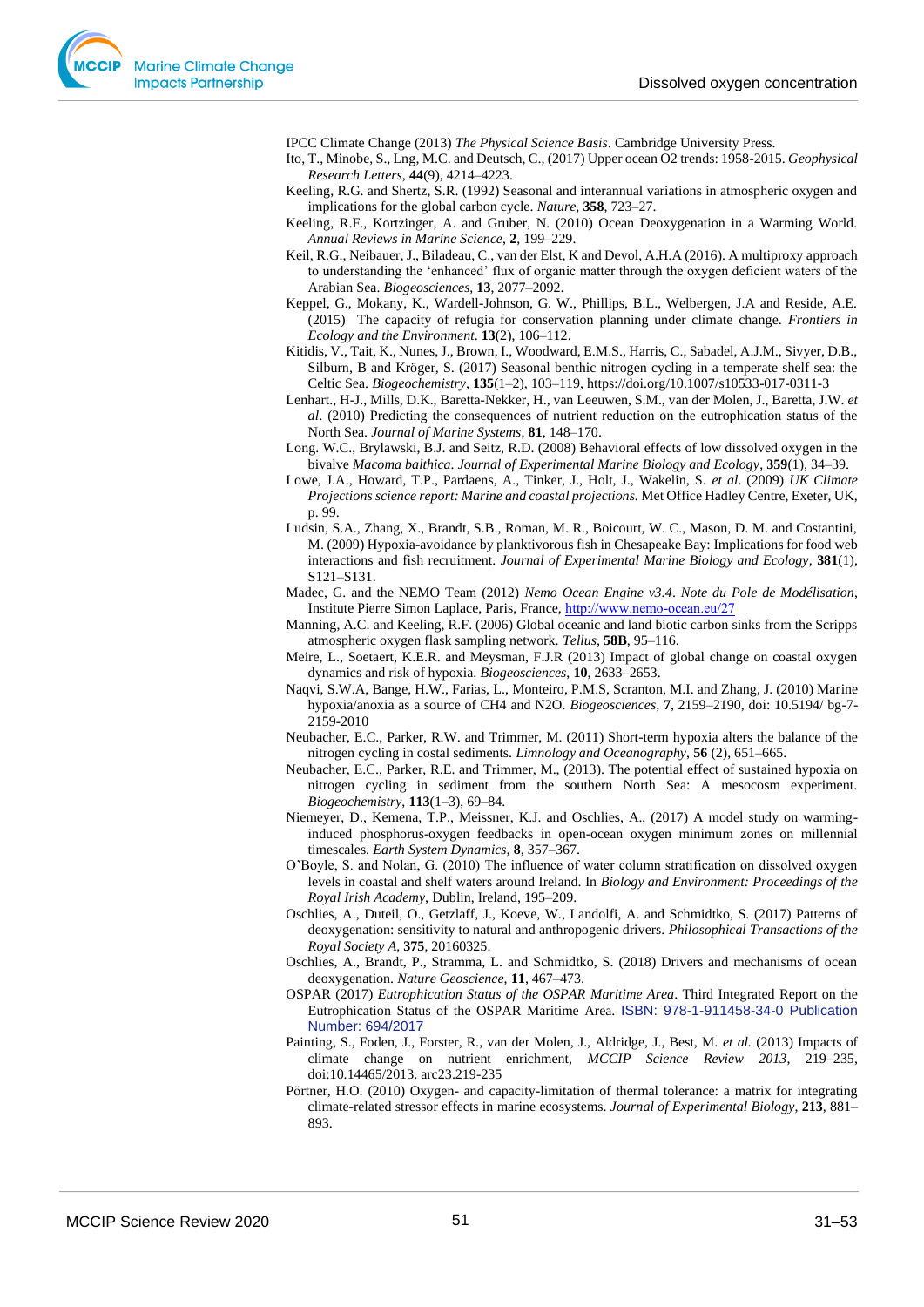IPCC Climate Change (2013) *The Physical Science Basis*. Cambridge University Press.

Ito, T., Minobe, S., Lng, M.C. and Deutsch, C., (2017) Upper ocean O2 trends: 1958-2015. *Geophysical Research Letters*, **44**(9), 4214–4223.

Keeling, R.G. and Shertz, S.R. (1992) Seasonal and interannual variations in atmospheric oxygen and implications for the global carbon cycle. *Nature*, **358**, 723–27.

Keeling, R.F., Kortzinger, A. and Gruber, N. (2010) Ocean Deoxygenation in a Warming World. *Annual Reviews in Marine Science*, **2**, 199–229.

Keil, R.G., Neibauer, J., Biladeau, C., van der Elst, K and Devol, A.H.A (2016). A multiproxy approach to understanding the 'enhanced' flux of organic matter through the oxygen deficient waters of the Arabian Sea. *Biogeosciences*, **13**, 2077–2092.

Keppel, G., Mokany, K., Wardell-Johnson, G. W., Phillips, B.L., Welbergen, J.A and Reside, A.E. (2015) The capacity of refugia for conservation planning under climate change. *Frontiers in Ecology and the Environment*. **13**(2), 106–112.

Kitidis, V., Tait, K., Nunes, J., Brown, I., Woodward, E.M.S., Harris, C., Sabadel, A.J.M., Sivyer, D.B., Silburn, B and Kröger, S. (2017) Seasonal benthic nitrogen cycling in a temperate shelf sea: the Celtic Sea. *Biogeochemistry*, **135**(1–2), 103–119, https://doi.org/10.1007/s10533-017-0311-3

Lenhart., H-J., Mills, D.K., Baretta-Nekker, H., van Leeuwen, S.M., van der Molen, J., Baretta, J.W. *et al*. (2010) Predicting the consequences of nutrient reduction on the eutrophication status of the North Sea. *Journal of Marine Systems*, **81**, 148–170.

Long. W.C., Brylawski, B.J. and Seitz, R.D. (2008) Behavioral effects of low dissolved oxygen in the bivalve *Macoma balthica*. *Journal of Experimental Marine Biology and Ecology*, **359**(1), 34–39.

Lowe, J.A., Howard, T.P., Pardaens, A., Tinker, J., Holt, J., Wakelin, S. *et al*. (2009) *UK Climate Projections science report: Marine and coastal projections.* Met Office Hadley Centre, Exeter, UK, p. 99.

Ludsin, S.A., Zhang, X., Brandt, S.B., Roman, M. R., Boicourt, W. C., Mason, D. M. and Costantini, M. (2009) Hypoxia-avoidance by planktivorous fish in Chesapeake Bay: Implications for food web interactions and fish recruitment. *Journal of Experimental Marine Biology and Ecology*, **381**(1), S121–S131.

Madec, G. and the NEMO Team (2012) *Nemo Ocean Engine v3.4*. *Note du Pole de Modélisation*, Institute Pierre Simon Laplace, Paris, France, http://www.nemo-ocean.eu/27

Manning, A.C. and Keeling, R.F. (2006) Global oceanic and land biotic carbon sinks from the Scripps atmospheric oxygen flask sampling network. *Tellus*, **58B**, 95–116.

Meire, L., Soetaert, K.E.R. and Meysman, F.J.R (2013) Impact of global change on coastal oxygen dynamics and risk of hypoxia. *Biogeosciences*, **10**, 2633–2653.

Naqvi, S.W.A, Bange, H.W., Farias, L., Monteiro, P.M.S, Scranton, M.I. and Zhang, J. (2010) Marine hypoxia/anoxia as a source of CH4 and N2O. *Biogeosciences*, **7**, 2159–2190, doi: 10.5194/ bg-7-2159-2010

Neubacher, E.C., Parker, R.W. and Trimmer, M. (2011) Short-term hypoxia alters the balance of the nitrogen cycling in costal sediments. *Limnology and Oceanography*, **56** (2), 651–665.

Neubacher, E.C., Parker, R.E. and Trimmer, M., (2013). The potential effect of sustained hypoxia on nitrogen cycling in sediment from the southern North Sea: A mesocosm experiment. *Biogeochemistry*, **113**(1–3), 69–84.

Niemeyer, D., Kemena, T.P., Meissner, K.J. and Oschlies, A., (2017) A model study on warming-induced phosphorus-oxygen feedbacks in open-ocean oxygen minimum zones on millennial timescales. *Earth System Dynamics*, **8**, 357–367.

O'Boyle, S. and Nolan, G. (2010) The influence of water column stratification on dissolved oxygen levels in coastal and shelf waters around Ireland. In *Biology and Environment: Proceedings of the Royal Irish Academy*, Dublin, Ireland, 195–209.

Oschlies, A., Duteil, O., Getzlaff, J., Koeve, W., Landolfi, A. and Schmidtko, S. (2017) Patterns of deoxygenation: sensitivity to natural and anthropogenic drivers. *Philosophical Transactions of the Royal Society A*, **375**, 20160325.

Oschlies, A., Brandt, P., Stramma, L. and Schmidtko, S. (2018) Drivers and mechanisms of ocean deoxygenation. *Nature Geoscience*, **11**, 467–473.

OSPAR (2017) *Eutrophication Status of the OSPAR Maritime Area*. Third Integrated Report on the Eutrophication Status of the OSPAR Maritime Area. ISBN: 978-1-911458-34-0 Publication Number: 694/2017

Painting, S., Foden, J., Forster, R., van der Molen, J., Aldridge, J., Best, M. *et al.* (2013) Impacts of climate change on nutrient enrichment, *MCCIP Science Review 2013*, 219–235, doi:10.14465/2013. arc23.219-235

Pörtner, H.O. (2010) Oxygen- and capacity-limitation of thermal tolerance: a matrix for integrating climate-related stressor effects in marine ecosystems. *Journal of Experimental Biology*, **213**, 881–893.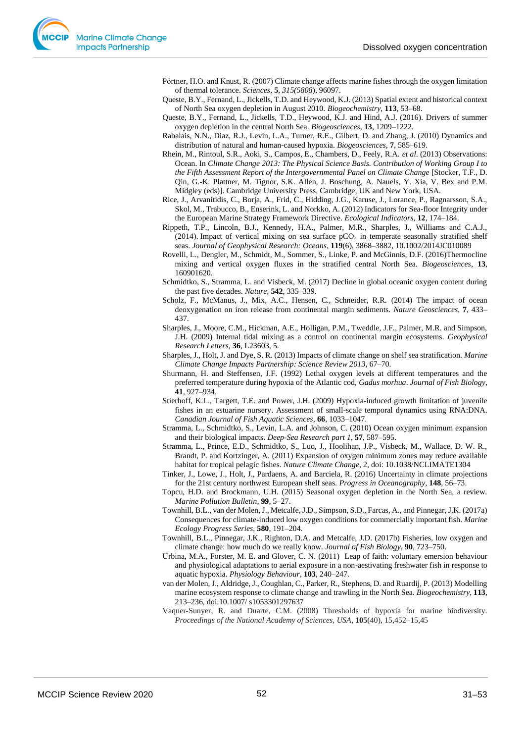Pörtner, H.O. and Knust, R. (2007) Climate change affects marine fishes through the oxygen limitation of thermal tolerance. *Sciences*, **5**, *315(5808)*, 96097.

Queste, B.Y., Fernand, L., Jickells, T.D. and Heywood, K.J. (2013) Spatial extent and historical context of North Sea oxygen depletion in August 2010. *Biogeochemistry*, **113**, 53–68.

Queste, B.Y., Fernand, L., Jickells, T.D., Heywood, K.J. and Hind, A.J. (2016). Drivers of summer oxygen depletion in the central North Sea. *Biogeosciences*, **13**, 1209–1222.

Rabalais, N.N., Diaz, R.J., Levin, L.A., Turner, R.E., Gilbert, D. and Zhang, J. (2010) Dynamics and distribution of natural and human-caused hypoxia. *Biogeosciences*, **7**, 585–619.

Rhein, M., Rintoul, S.R., Aoki, S., Campos, E., Chambers, D., Feely, R.A. *et al*. (2013) Observations: Ocean. In *Climate Change 2013: The Physical Science Basis. Contribution of Working Group I to the Fifth Assessment Report of the Intergovernmental Panel on Climate Change* [Stocker, T.F., D. Qin, G.-K. Plattner, M. Tignor, S.K. Allen, J. Boschung, A. Nauels, Y. Xia, V. Bex and P.M. Midgley (eds)]. Cambridge University Press, Cambridge, UK and New York, USA.

Rice, J., Arvanitidis, C., Borja, A., Frid, C., Hidding, J.G., Karuse, J., Lorance, P., Ragnarsson, S.A., Skol, M., Trabucco, B., Enserink, L. and Norkko, A. (2012) Indicators for Sea-floor Integrity under the European Marine Strategy Framework Directive. *Ecological Indicators*, **12**, 174–184.

Rippeth, T.P., Lincoln, B.J., Kennedy, H.A., Palmer, M.R., Sharples, J., Williams and C.A.J., (2014). Impact of vertical mixing on sea surface $pCO_2$ in temperate seasonally stratified shelf seas. *Journal of Geophysical Research: Oceans*, **119**(6), 3868–3882, 10.1002/2014JC010089

Rovelli, L., Dengler, M., Schmidt, M., Sommer, S., Linke, P. and McGinnis, D.F. (2016)Thermocline mixing and vertical oxygen fluxes in the stratified central North Sea. *Biogeosciences*, **13**, 160901620.

Schmidtko, S., Stramma, L. and Visbeck, M. (2017) Decline in global oceanic oxygen content during the past five decades. *Nature*, **542**, 335–339.

Scholz, F., McManus, J., Mix, A.C., Hensen, C., Schneider, R.R. (2014) The impact of ocean deoxygenation on iron release from continental margin sediments. *Nature Geosciences*, **7**, 433–437.

Sharples, J., Moore, C.M., Hickman, A.E., Holligan, P.M., Tweddle, J.F., Palmer, M.R. and Simpson, J.H. (2009) Internal tidal mixing as a control on continental margin ecosystems. *Geophysical Research Letters*, **36**, L23603, 5.

Sharples, J., Holt, J. and Dye, S. R. (2013) Impacts of climate change on shelf sea stratification. *Marine Climate Change Impacts Partnership: Science Review 2013*, 67–70.

Shurmann, H. and Steffensen, J.F. (1992) Lethal oxygen levels at different temperatures and the preferred temperature during hypoxia of the Atlantic cod, *Gadus morhua*. *Journal of Fish Biology*, **41**, 927–934.

Stierhoff, K.L., Targett, T.E. and Power, J.H. (2009) Hypoxia-induced growth limitation of juvenile fishes in an estuarine nursery. Assessment of small-scale temporal dynamics using RNA:DNA. *Canadian Journal of Fish Aquatic Sciences*, **66**, 1033–1047.

Stramma, L., Schmidtko, S., Levin, L.A. and Johnson, C. (2010) Ocean oxygen minimum expansion and their biological impacts. *Deep-Sea Research part 1*, **57**, 587–595.

Stramma, L., Prince, E.D., Schmidtko, S., Luo, J., Hoolihan, J.P., Visbeck, M., Wallace, D. W. R., Brandt, P. and Kortzinger, A. (2011) Expansion of oxygen minimum zones may reduce available habitat for tropical pelagic fishes. *Nature Climate Change*, 2, doi: 10.1038/NCLIMATE1304

Tinker, J., Lowe, J., Holt, J., Pardaens, A. and Barciela, R. (2016) Uncertainty in climate projections for the 21st century northwest European shelf seas. *Progress in Oceanography*, **148**, 56–73.

Topcu, H.D. and Brockmann, U.H. (2015) Seasonal oxygen depletion in the North Sea, a review. *Marine Pollution Bulletin*, **99**, 5–27.

Townhill, B.L., van der Molen, J., Metcalfe, J.D., Simpson, S.D., Farcas, A., and Pinnegar, J.K. (2017a) Consequences for climate-induced low oxygen conditions for commercially important fish. *Marine Ecology Progress Series*, **580**, 191–204.

Townhill, B.L., Pinnegar, J.K., Righton, D.A. and Metcalfe, J.D. (2017b) Fisheries, low oxygen and climate change: how much do we really know. *Journal of Fish Biology*, **90**, 723–750.

Urbina, M.A., Forster, M. E. and Glover, C. N. (2011) Leap of faith: voluntary emersion behaviour and physiological adaptations to aerial exposure in a non-aestivating freshwater fish in response to aquatic hypoxia. *Physiology Behaviour*, **103**, 240–247.

van der Molen, J., Aldridge, J., Coughlan, C., Parker, R., Stephens, D. and Ruardij, P. (2013) Modelling marine ecosystem response to climate change and trawling in the North Sea. *Biogeochemistry*, **113**, 213–236, doi:10.1007/ s1053301297637

Vaquer-Sunyer, R. and Duarte, C.M. (2008) Thresholds of hypoxia for marine biodiversity. *Proceedings of the National Academy of Sciences, USA*, **105**(40), 15,452–15,45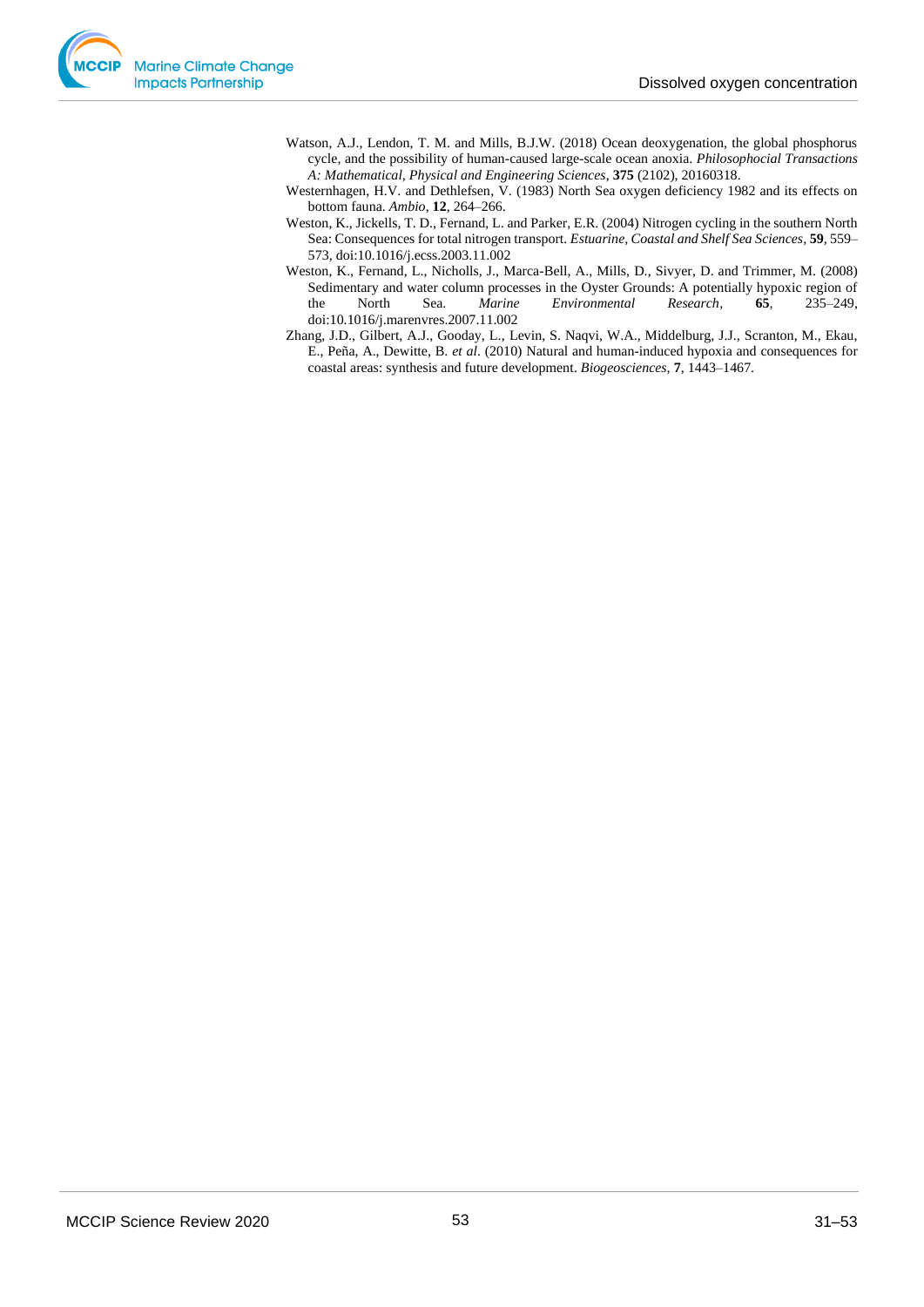Watson, A.J., Lendon, T. M. and Mills, B.J.W. (2018) Ocean deoxygenation, the global phosphorus cycle, and the possibility of human-caused large-scale ocean anoxia. *Philosophocial Transactions A: Mathematical, Physical and Engineering Sciences*, **375** (2102), 20160318.

Westernhagen, H.V. and Dethlefsen, V. (1983) North Sea oxygen deficiency 1982 and its effects on bottom fauna. *Ambio*, **12**, 264–266.

Weston, K., Jickells, T. D., Fernand, L. and Parker, E.R. (2004) Nitrogen cycling in the southern North Sea: Consequences for total nitrogen transport. *Estuarine, Coastal and Shelf Sea Sciences*, **59**, 559–573, doi:10.1016/j.ecss.2003.11.002

Weston, K., Fernand, L., Nicholls, J., Marca-Bell, A., Mills, D., Sivyer, D. and Trimmer, M. (2008) Sedimentary and water column processes in the Oyster Grounds: A potentially hypoxic region of the North Sea. *Marine Environmental Research*, **65**, 235–249, doi:10.1016/j.marenvres.2007.11.002

Zhang, J.D., Gilbert, A.J., Gooday, L., Levin, S. Naqvi, W.A., Middelburg, J.J., Scranton, M., Ekau, E., Peña, A., Dewitte, B. *et al*. (2010) Natural and human-induced hypoxia and consequences for coastal areas: synthesis and future development. *Biogeosciences*, **7**, 1443–1467.